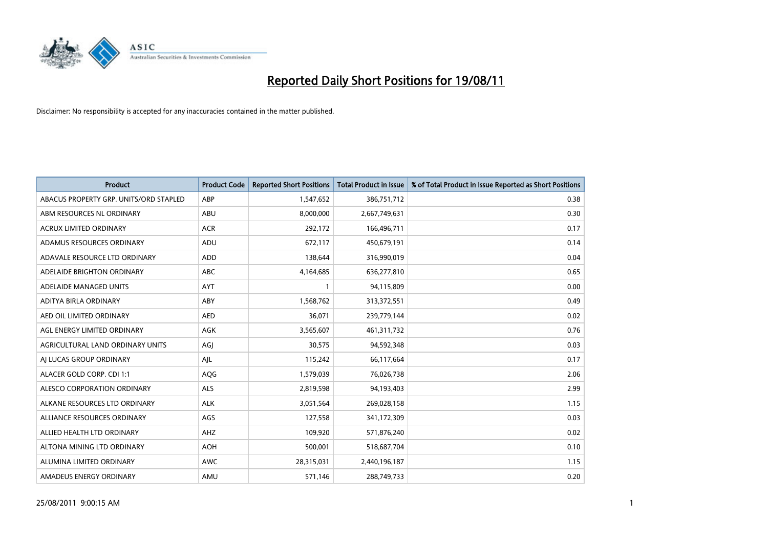# Reported Daily Short Positions for 19/08/11

Disclaimer: No responsibility is accepted for any inaccuracies contained in the matter published.

| Product | Product Code | Reported Short Positions | Total Product in Issue | % of Total Product in Issue Reported as Short Positions |
|---|---|---|---|---|
| ABACUS PROPERTY GRP. UNITS/ORD STAPLED | ABP | 1,547,652 | 386,751,712 | 0.38 |
| ABM RESOURCES NL ORDINARY | ABU | 8,000,000 | 2,667,749,631 | 0.30 |
| ACRUX LIMITED ORDINARY | ACR | 292,172 | 166,496,711 | 0.17 |
| ADAMUS RESOURCES ORDINARY | ADU | 672,117 | 450,679,191 | 0.14 |
| ADAVALE RESOURCE LTD ORDINARY | ADD | 138,644 | 316,990,019 | 0.04 |
| ADELAIDE BRIGHTON ORDINARY | ABC | 4,164,685 | 636,277,810 | 0.65 |
| ADELAIDE MANAGED UNITS | AYT | 1 | 94,115,809 | 0.00 |
| ADITYA BIRLA ORDINARY | ABY | 1,568,762 | 313,372,551 | 0.49 |
| AED OIL LIMITED ORDINARY | AED | 36,071 | 239,779,144 | 0.02 |
| AGL ENERGY LIMITED ORDINARY | AGK | 3,565,607 | 461,311,732 | 0.76 |
| AGRICULTURAL LAND ORDINARY UNITS | AGJ | 30,575 | 94,592,348 | 0.03 |
| AJ LUCAS GROUP ORDINARY | AJL | 115,242 | 66,117,664 | 0.17 |
| ALACER GOLD CORP. CDI 1:1 | AQG | 1,579,039 | 76,026,738 | 2.06 |
| ALESCO CORPORATION ORDINARY | ALS | 2,819,598 | 94,193,403 | 2.99 |
| ALKANE RESOURCES LTD ORDINARY | ALK | 3,051,564 | 269,028,158 | 1.15 |
| ALLIANCE RESOURCES ORDINARY | AGS | 127,558 | 341,172,309 | 0.03 |
| ALLIED HEALTH LTD ORDINARY | AHZ | 109,920 | 571,876,240 | 0.02 |
| ALTONA MINING LTD ORDINARY | AOH | 500,001 | 518,687,704 | 0.10 |
| ALUMINA LIMITED ORDINARY | AWC | 28,315,031 | 2,440,196,187 | 1.15 |
| AMADEUS ENERGY ORDINARY | AMU | 571,146 | 288,749,733 | 0.20 |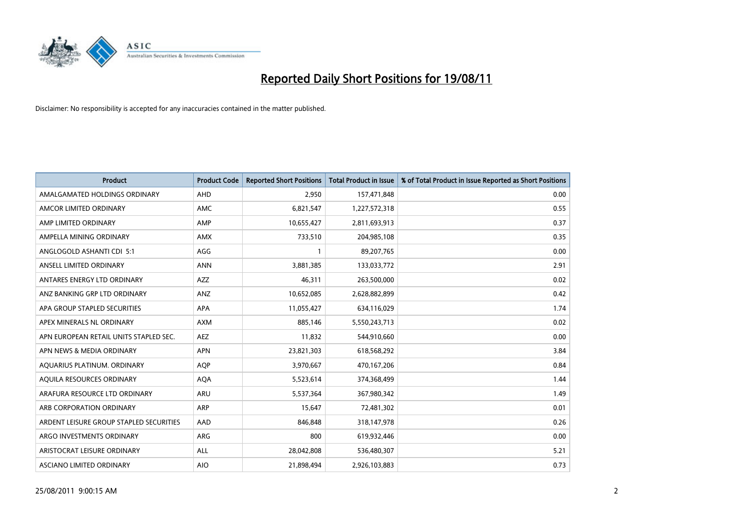# Reported Daily Short Positions for 19/08/11

Disclaimer: No responsibility is accepted for any inaccuracies contained in the matter published.

| Product | Product Code | Reported Short Positions | Total Product in Issue | % of Total Product in Issue Reported as Short Positions |
| --- | --- | --- | --- | --- |
| AMALGAMATED HOLDINGS ORDINARY | AHD | 2,950 | 157,471,848 | 0.00 |
| AMCOR LIMITED ORDINARY | AMC | 6,821,547 | 1,227,572,318 | 0.55 |
| AMP LIMITED ORDINARY | AMP | 10,655,427 | 2,811,693,913 | 0.37 |
| AMPELLA MINING ORDINARY | AMX | 733,510 | 204,985,108 | 0.35 |
| ANGLOGOLD ASHANTI CDI 5:1 | AGG | 1 | 89,207,765 | 0.00 |
| ANSELL LIMITED ORDINARY | ANN | 3,881,385 | 133,033,772 | 2.91 |
| ANTARES ENERGY LTD ORDINARY | AZZ | 46,311 | 263,500,000 | 0.02 |
| ANZ BANKING GRP LTD ORDINARY | ANZ | 10,652,085 | 2,628,882,899 | 0.42 |
| APA GROUP STAPLED SECURITIES | APA | 11,055,427 | 634,116,029 | 1.74 |
| APEX MINERALS NL ORDINARY | AXM | 885,146 | 5,550,243,713 | 0.02 |
| APN EUROPEAN RETAIL UNITS STAPLED SEC. | AEZ | 11,832 | 544,910,660 | 0.00 |
| APN NEWS & MEDIA ORDINARY | APN | 23,821,303 | 618,568,292 | 3.84 |
| AQUARIUS PLATINUM. ORDINARY | AQP | 3,970,667 | 470,167,206 | 0.84 |
| AQUILA RESOURCES ORDINARY | AQA | 5,523,614 | 374,368,499 | 1.44 |
| ARAFURA RESOURCE LTD ORDINARY | ARU | 5,537,364 | 367,980,342 | 1.49 |
| ARB CORPORATION ORDINARY | ARP | 15,647 | 72,481,302 | 0.01 |
| ARDENT LEISURE GROUP STAPLED SECURITIES | AAD | 846,848 | 318,147,978 | 0.26 |
| ARGO INVESTMENTS ORDINARY | ARG | 800 | 619,932,446 | 0.00 |
| ARISTOCRAT LEISURE ORDINARY | ALL | 28,042,808 | 536,480,307 | 5.21 |
| ASCIANO LIMITED ORDINARY | AIO | 21,898,494 | 2,926,103,883 | 0.73 |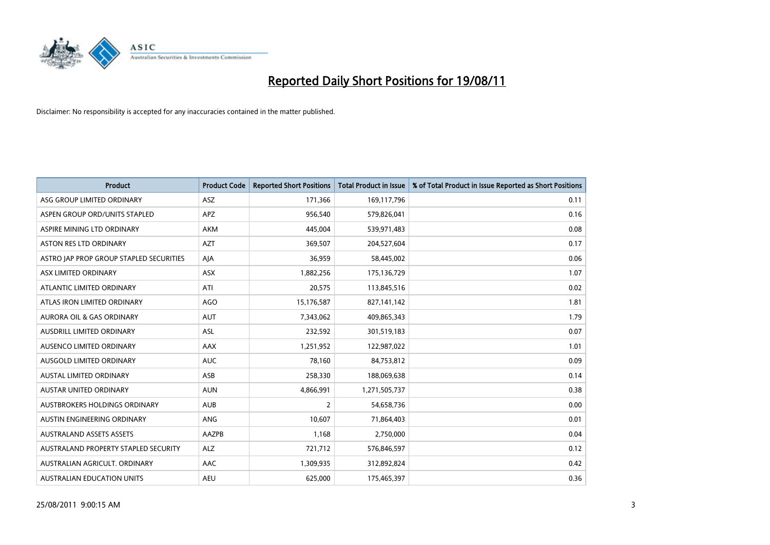# Reported Daily Short Positions for 19/08/11

Disclaimer: No responsibility is accepted for any inaccuracies contained in the matter published.

| Product | Product Code | Reported Short Positions | Total Product in Issue | % of Total Product in Issue Reported as Short Positions |
|---|---|---|---|---|
| ASG GROUP LIMITED ORDINARY | ASZ | 171,366 | 169,117,796 | 0.11 |
| ASPEN GROUP ORD/UNITS STAPLED | APZ | 956,540 | 579,826,041 | 0.16 |
| ASPIRE MINING LTD ORDINARY | AKM | 445,004 | 539,971,483 | 0.08 |
| ASTON RES LTD ORDINARY | AZT | 369,507 | 204,527,604 | 0.17 |
| ASTRO JAP PROP GROUP STAPLED SECURITIES | AJA | 36,959 | 58,445,002 | 0.06 |
| ASX LIMITED ORDINARY | ASX | 1,882,256 | 175,136,729 | 1.07 |
| ATLANTIC LIMITED ORDINARY | ATI | 20,575 | 113,845,516 | 0.02 |
| ATLAS IRON LIMITED ORDINARY | AGO | 15,176,587 | 827,141,142 | 1.81 |
| AURORA OIL & GAS ORDINARY | AUT | 7,343,062 | 409,865,343 | 1.79 |
| AUSDRILL LIMITED ORDINARY | ASL | 232,592 | 301,519,183 | 0.07 |
| AUSENCO LIMITED ORDINARY | AAX | 1,251,952 | 122,987,022 | 1.01 |
| AUSGOLD LIMITED ORDINARY | AUC | 78,160 | 84,753,812 | 0.09 |
| AUSTAL LIMITED ORDINARY | ASB | 258,330 | 188,069,638 | 0.14 |
| AUSTAR UNITED ORDINARY | AUN | 4,866,991 | 1,271,505,737 | 0.38 |
| AUSTBROKERS HOLDINGS ORDINARY | AUB | 2 | 54,658,736 | 0.00 |
| AUSTIN ENGINEERING ORDINARY | ANG | 10,607 | 71,864,403 | 0.01 |
| AUSTRALAND ASSETS ASSETS | AAZPB | 1,168 | 2,750,000 | 0.04 |
| AUSTRALAND PROPERTY STAPLED SECURITY | ALZ | 721,712 | 576,846,597 | 0.12 |
| AUSTRALIAN AGRICULT. ORDINARY | AAC | 1,309,935 | 312,892,824 | 0.42 |
| AUSTRALIAN EDUCATION UNITS | AEU | 625,000 | 175,465,397 | 0.36 |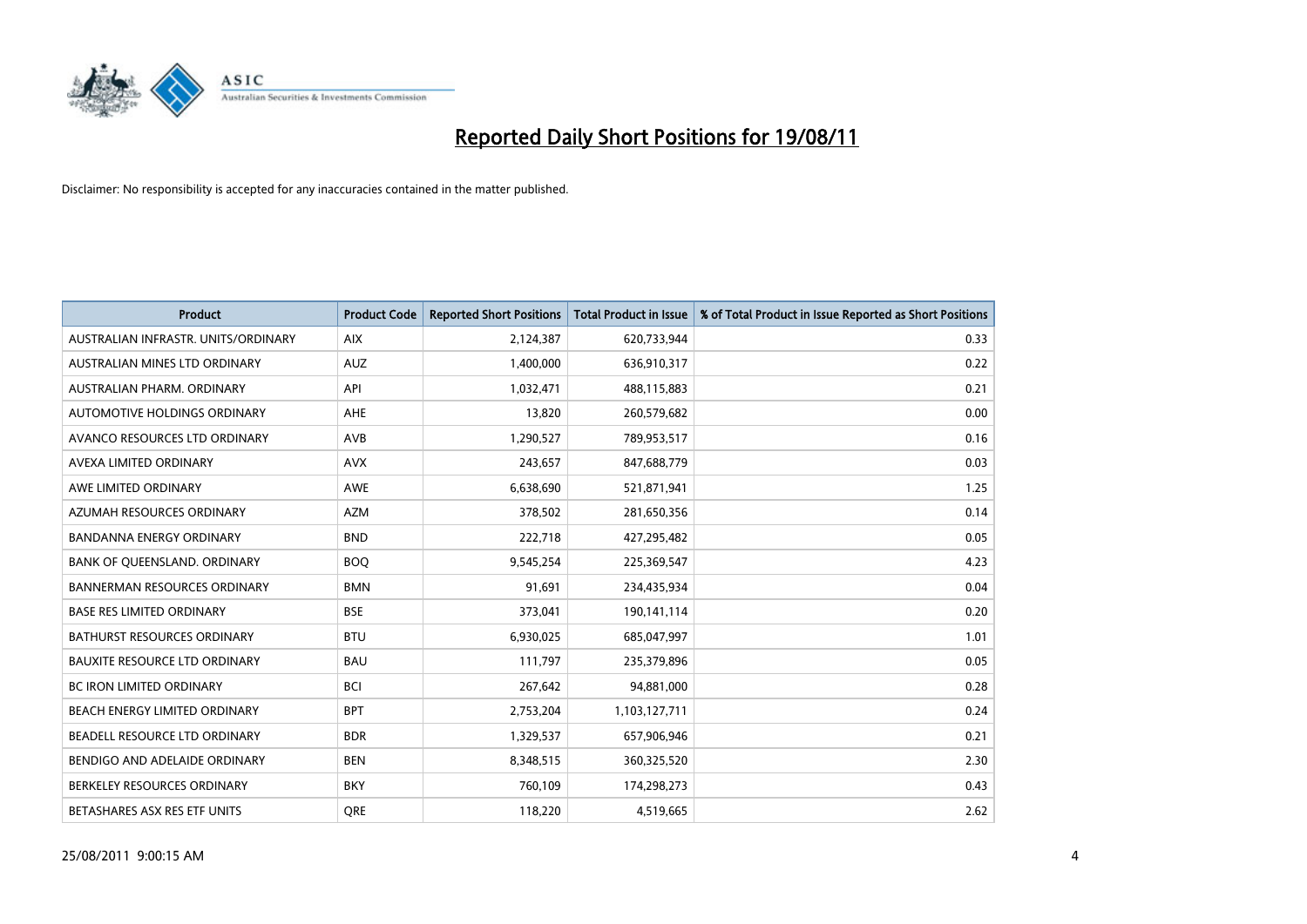# Reported Daily Short Positions for 19/08/11

Disclaimer: No responsibility is accepted for any inaccuracies contained in the matter published.

| Product | Product Code | Reported Short Positions | Total Product in Issue | % of Total Product in Issue Reported as Short Positions |
|---|---|---|---|---|
| AUSTRALIAN INFRASTR. UNITS/ORDINARY | AIX | 2,124,387 | 620,733,944 | 0.33 |
| AUSTRALIAN MINES LTD ORDINARY | AUZ | 1,400,000 | 636,910,317 | 0.22 |
| AUSTRALIAN PHARM. ORDINARY | API | 1,032,471 | 488,115,883 | 0.21 |
| AUTOMOTIVE HOLDINGS ORDINARY | AHE | 13,820 | 260,579,682 | 0.00 |
| AVANCO RESOURCES LTD ORDINARY | AVB | 1,290,527 | 789,953,517 | 0.16 |
| AVEXA LIMITED ORDINARY | AVX | 243,657 | 847,688,779 | 0.03 |
| AWE LIMITED ORDINARY | AWE | 6,638,690 | 521,871,941 | 1.25 |
| AZUMAH RESOURCES ORDINARY | AZM | 378,502 | 281,650,356 | 0.14 |
| BANDANNA ENERGY ORDINARY | BND | 222,718 | 427,295,482 | 0.05 |
| BANK OF QUEENSLAND. ORDINARY | BOQ | 9,545,254 | 225,369,547 | 4.23 |
| BANNERMAN RESOURCES ORDINARY | BMN | 91,691 | 234,435,934 | 0.04 |
| BASE RES LIMITED ORDINARY | BSE | 373,041 | 190,141,114 | 0.20 |
| BATHURST RESOURCES ORDINARY | BTU | 6,930,025 | 685,047,997 | 1.01 |
| BAUXITE RESOURCE LTD ORDINARY | BAU | 111,797 | 235,379,896 | 0.05 |
| BC IRON LIMITED ORDINARY | BCI | 267,642 | 94,881,000 | 0.28 |
| BEACH ENERGY LIMITED ORDINARY | BPT | 2,753,204 | 1,103,127,711 | 0.24 |
| BEADELL RESOURCE LTD ORDINARY | BDR | 1,329,537 | 657,906,946 | 0.21 |
| BENDIGO AND ADELAIDE ORDINARY | BEN | 8,348,515 | 360,325,520 | 2.30 |
| BERKELEY RESOURCES ORDINARY | BKY | 760,109 | 174,298,273 | 0.43 |
| BETASHARES ASX RES ETF UNITS | QRE | 118,220 | 4,519,665 | 2.62 |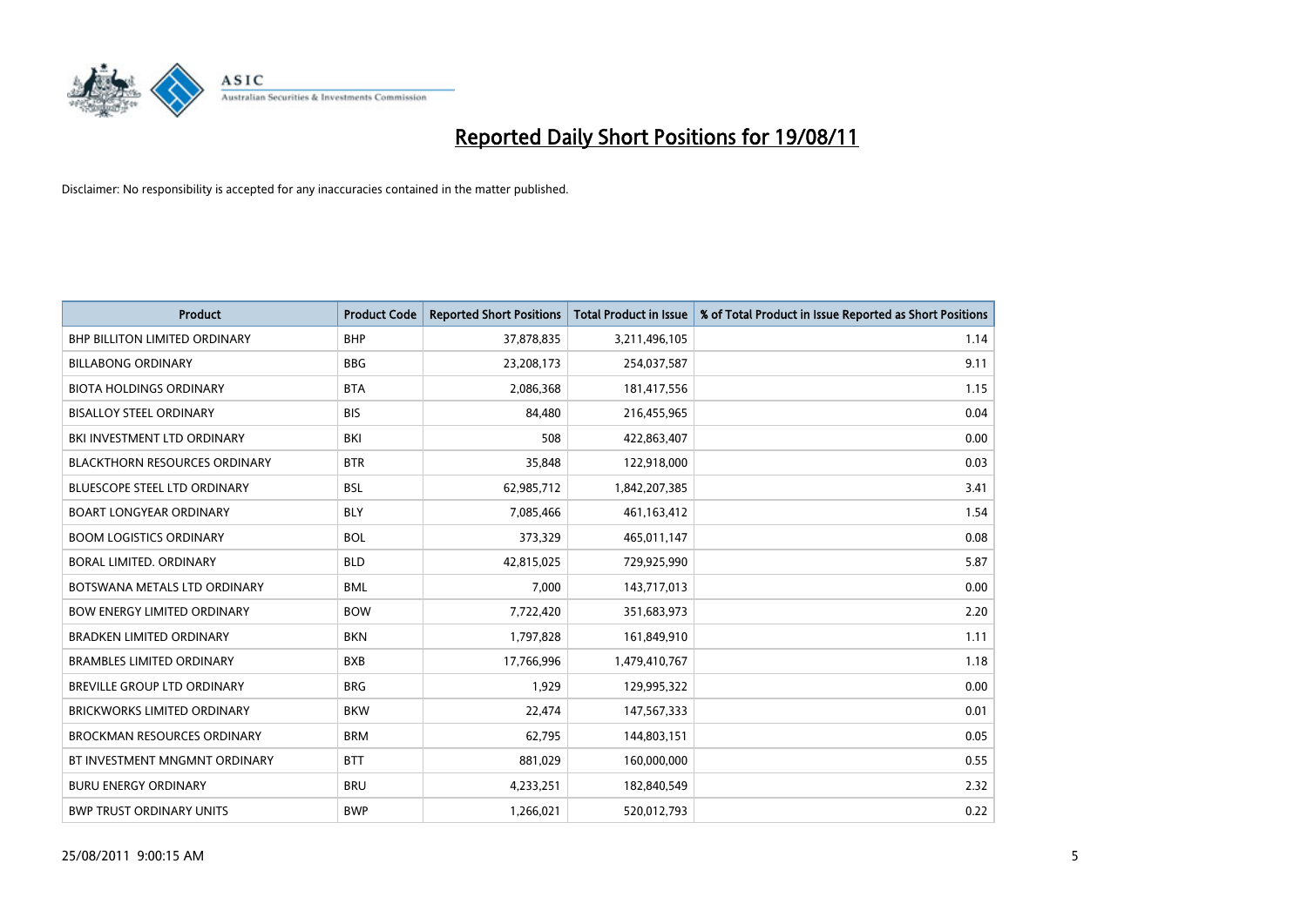# Reported Daily Short Positions for 19/08/11

Disclaimer: No responsibility is accepted for any inaccuracies contained in the matter published.

| Product | Product Code | Reported Short Positions | Total Product in Issue | % of Total Product in Issue Reported as Short Positions |
|---|---|---|---|---|
| BHP BILLITON LIMITED ORDINARY | BHP | 37,878,835 | 3,211,496,105 | 1.14 |
| BILLABONG ORDINARY | BBG | 23,208,173 | 254,037,587 | 9.11 |
| BIOTA HOLDINGS ORDINARY | BTA | 2,086,368 | 181,417,556 | 1.15 |
| BISALLOY STEEL ORDINARY | BIS | 84,480 | 216,455,965 | 0.04 |
| BKI INVESTMENT LTD ORDINARY | BKI | 508 | 422,863,407 | 0.00 |
| BLACKTHORN RESOURCES ORDINARY | BTR | 35,848 | 122,918,000 | 0.03 |
| BLUESCOPE STEEL LTD ORDINARY | BSL | 62,985,712 | 1,842,207,385 | 3.41 |
| BOART LONGYEAR ORDINARY | BLY | 7,085,466 | 461,163,412 | 1.54 |
| BOOM LOGISTICS ORDINARY | BOL | 373,329 | 465,011,147 | 0.08 |
| BORAL LIMITED. ORDINARY | BLD | 42,815,025 | 729,925,990 | 5.87 |
| BOTSWANA METALS LTD ORDINARY | BML | 7,000 | 143,717,013 | 0.00 |
| BOW ENERGY LIMITED ORDINARY | BOW | 7,722,420 | 351,683,973 | 2.20 |
| BRADKEN LIMITED ORDINARY | BKN | 1,797,828 | 161,849,910 | 1.11 |
| BRAMBLES LIMITED ORDINARY | BXB | 17,766,996 | 1,479,410,767 | 1.18 |
| BREVILLE GROUP LTD ORDINARY | BRG | 1,929 | 129,995,322 | 0.00 |
| BRICKWORKS LIMITED ORDINARY | BKW | 22,474 | 147,567,333 | 0.01 |
| BROCKMAN RESOURCES ORDINARY | BRM | 62,795 | 144,803,151 | 0.05 |
| BT INVESTMENT MNGMNT ORDINARY | BTT | 881,029 | 160,000,000 | 0.55 |
| BURU ENERGY ORDINARY | BRU | 4,233,251 | 182,840,549 | 2.32 |
| BWP TRUST ORDINARY UNITS | BWP | 1,266,021 | 520,012,793 | 0.22 |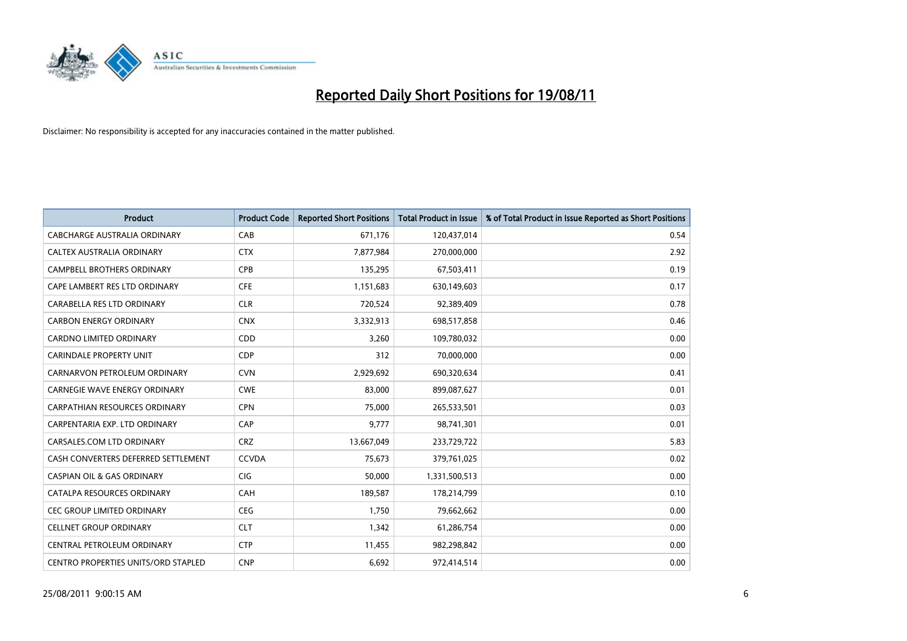# Reported Daily Short Positions for 19/08/11

Disclaimer: No responsibility is accepted for any inaccuracies contained in the matter published.

| Product | Product Code | Reported Short Positions | Total Product in Issue | % of Total Product in Issue Reported as Short Positions |
|---|---|---|---|---|
| CABCHARGE AUSTRALIA ORDINARY | CAB | 671,176 | 120,437,014 | 0.54 |
| CALTEX AUSTRALIA ORDINARY | CTX | 7,877,984 | 270,000,000 | 2.92 |
| CAMPBELL BROTHERS ORDINARY | CPB | 135,295 | 67,503,411 | 0.19 |
| CAPE LAMBERT RES LTD ORDINARY | CFE | 1,151,683 | 630,149,603 | 0.17 |
| CARABELLA RES LTD ORDINARY | CLR | 720,524 | 92,389,409 | 0.78 |
| CARBON ENERGY ORDINARY | CNX | 3,332,913 | 698,517,858 | 0.46 |
| CARDNO LIMITED ORDINARY | CDD | 3,260 | 109,780,032 | 0.00 |
| CARINDALE PROPERTY UNIT | CDP | 312 | 70,000,000 | 0.00 |
| CARNARVON PETROLEUM ORDINARY | CVN | 2,929,692 | 690,320,634 | 0.41 |
| CARNEGIE WAVE ENERGY ORDINARY | CWE | 83,000 | 899,087,627 | 0.01 |
| CARPATHIAN RESOURCES ORDINARY | CPN | 75,000 | 265,533,501 | 0.03 |
| CARPENTARIA EXP. LTD ORDINARY | CAP | 9,777 | 98,741,301 | 0.01 |
| CARSALES.COM LTD ORDINARY | CRZ | 13,667,049 | 233,729,722 | 5.83 |
| CASH CONVERTERS DEFERRED SETTLEMENT | CCVDA | 75,673 | 379,761,025 | 0.02 |
| CASPIAN OIL & GAS ORDINARY | CIG | 50,000 | 1,331,500,513 | 0.00 |
| CATALPA RESOURCES ORDINARY | CAH | 189,587 | 178,214,799 | 0.10 |
| CEC GROUP LIMITED ORDINARY | CEG | 1,750 | 79,662,662 | 0.00 |
| CELLNET GROUP ORDINARY | CLT | 1,342 | 61,286,754 | 0.00 |
| CENTRAL PETROLEUM ORDINARY | CTP | 11,455 | 982,298,842 | 0.00 |
| CENTRO PROPERTIES UNITS/ORD STAPLED | CNP | 6,692 | 972,414,514 | 0.00 |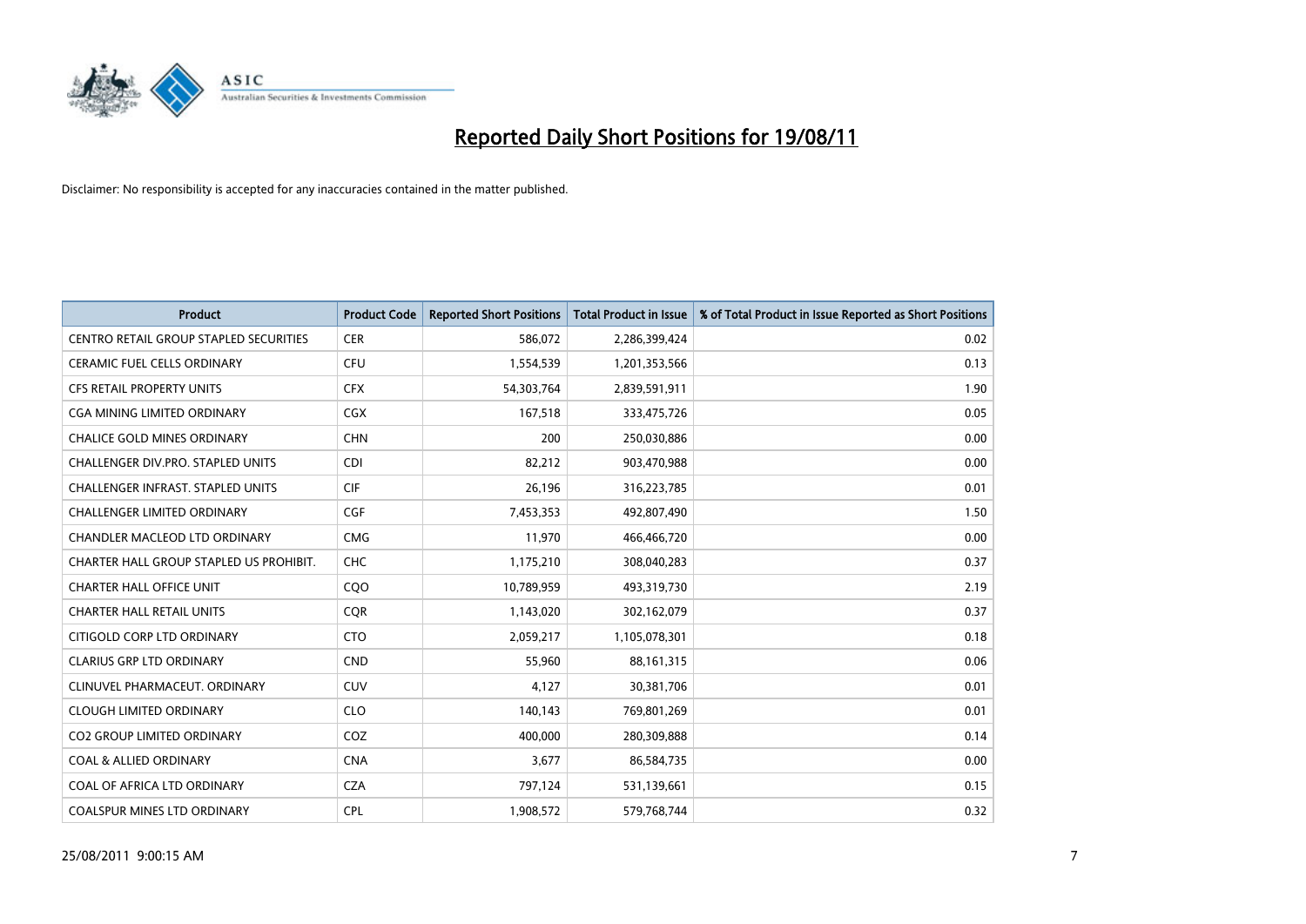# Reported Daily Short Positions for 19/08/11

Disclaimer: No responsibility is accepted for any inaccuracies contained in the matter published.

| Product | Product Code | Reported Short Positions | Total Product in Issue | % of Total Product in Issue Reported as Short Positions |
|---|---|---|---|---|
| CENTRO RETAIL GROUP STAPLED SECURITIES | CER | 586,072 | 2,286,399,424 | 0.02 |
| CERAMIC FUEL CELLS ORDINARY | CFU | 1,554,539 | 1,201,353,566 | 0.13 |
| CFS RETAIL PROPERTY UNITS | CFX | 54,303,764 | 2,839,591,911 | 1.90 |
| CGA MINING LIMITED ORDINARY | CGX | 167,518 | 333,475,726 | 0.05 |
| CHALICE GOLD MINES ORDINARY | CHN | 200 | 250,030,886 | 0.00 |
| CHALLENGER DIV.PRO. STAPLED UNITS | CDI | 82,212 | 903,470,988 | 0.00 |
| CHALLENGER INFRAST. STAPLED UNITS | CIF | 26,196 | 316,223,785 | 0.01 |
| CHALLENGER LIMITED ORDINARY | CGF | 7,453,353 | 492,807,490 | 1.50 |
| CHANDLER MACLEOD LTD ORDINARY | CMG | 11,970 | 466,466,720 | 0.00 |
| CHARTER HALL GROUP STAPLED US PROHIBIT. | CHC | 1,175,210 | 308,040,283 | 0.37 |
| CHARTER HALL OFFICE UNIT | CQO | 10,789,959 | 493,319,730 | 2.19 |
| CHARTER HALL RETAIL UNITS | CQR | 1,143,020 | 302,162,079 | 0.37 |
| CITIGOLD CORP LTD ORDINARY | CTO | 2,059,217 | 1,105,078,301 | 0.18 |
| CLARIUS GRP LTD ORDINARY | CND | 55,960 | 88,161,315 | 0.06 |
| CLINUVEL PHARMACEUT. ORDINARY | CUV | 4,127 | 30,381,706 | 0.01 |
| CLOUGH LIMITED ORDINARY | CLO | 140,143 | 769,801,269 | 0.01 |
| CO2 GROUP LIMITED ORDINARY | COZ | 400,000 | 280,309,888 | 0.14 |
| COAL & ALLIED ORDINARY | CNA | 3,677 | 86,584,735 | 0.00 |
| COAL OF AFRICA LTD ORDINARY | CZA | 797,124 | 531,139,661 | 0.15 |
| COALSPUR MINES LTD ORDINARY | CPL | 1,908,572 | 579,768,744 | 0.32 |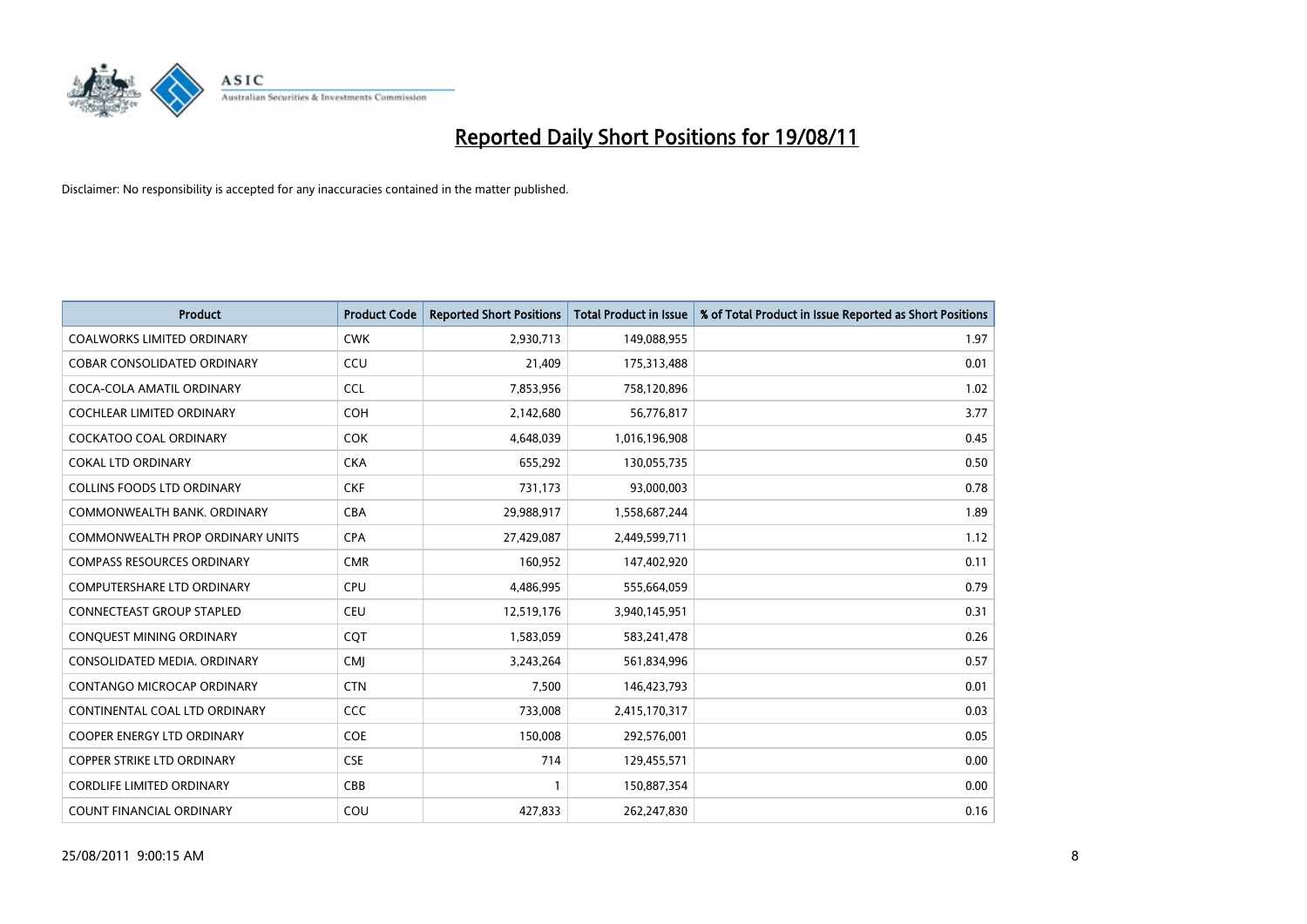# Reported Daily Short Positions for 19/08/11

Disclaimer: No responsibility is accepted for any inaccuracies contained in the matter published.

| Product | Product Code | Reported Short Positions | Total Product in Issue | % of Total Product in Issue Reported as Short Positions |
|---|---|---|---|---|
| COALWORKS LIMITED ORDINARY | CWK | 2,930,713 | 149,088,955 | 1.97 |
| COBAR CONSOLIDATED ORDINARY | CCU | 21,409 | 175,313,488 | 0.01 |
| COCA-COLA AMATIL ORDINARY | CCL | 7,853,956 | 758,120,896 | 1.02 |
| COCHLEAR LIMITED ORDINARY | COH | 2,142,680 | 56,776,817 | 3.77 |
| COCKATOO COAL ORDINARY | COK | 4,648,039 | 1,016,196,908 | 0.45 |
| COKAL LTD ORDINARY | CKA | 655,292 | 130,055,735 | 0.50 |
| COLLINS FOODS LTD ORDINARY | CKF | 731,173 | 93,000,003 | 0.78 |
| COMMONWEALTH BANK. ORDINARY | CBA | 29,988,917 | 1,558,687,244 | 1.89 |
| COMMONWEALTH PROP ORDINARY UNITS | CPA | 27,429,087 | 2,449,599,711 | 1.12 |
| COMPASS RESOURCES ORDINARY | CMR | 160,952 | 147,402,920 | 0.11 |
| COMPUTERSHARE LTD ORDINARY | CPU | 4,486,995 | 555,664,059 | 0.79 |
| CONNECTEAST GROUP STAPLED | CEU | 12,519,176 | 3,940,145,951 | 0.31 |
| CONQUEST MINING ORDINARY | CQT | 1,583,059 | 583,241,478 | 0.26 |
| CONSOLIDATED MEDIA. ORDINARY | CMJ | 3,243,264 | 561,834,996 | 0.57 |
| CONTANGO MICROCAP ORDINARY | CTN | 7,500 | 146,423,793 | 0.01 |
| CONTINENTAL COAL LTD ORDINARY | CCC | 733,008 | 2,415,170,317 | 0.03 |
| COOPER ENERGY LTD ORDINARY | COE | 150,008 | 292,576,001 | 0.05 |
| COPPER STRIKE LTD ORDINARY | CSE | 714 | 129,455,571 | 0.00 |
| CORDLIFE LIMITED ORDINARY | CBB | 1 | 150,887,354 | 0.00 |
| COUNT FINANCIAL ORDINARY | COU | 427,833 | 262,247,830 | 0.16 |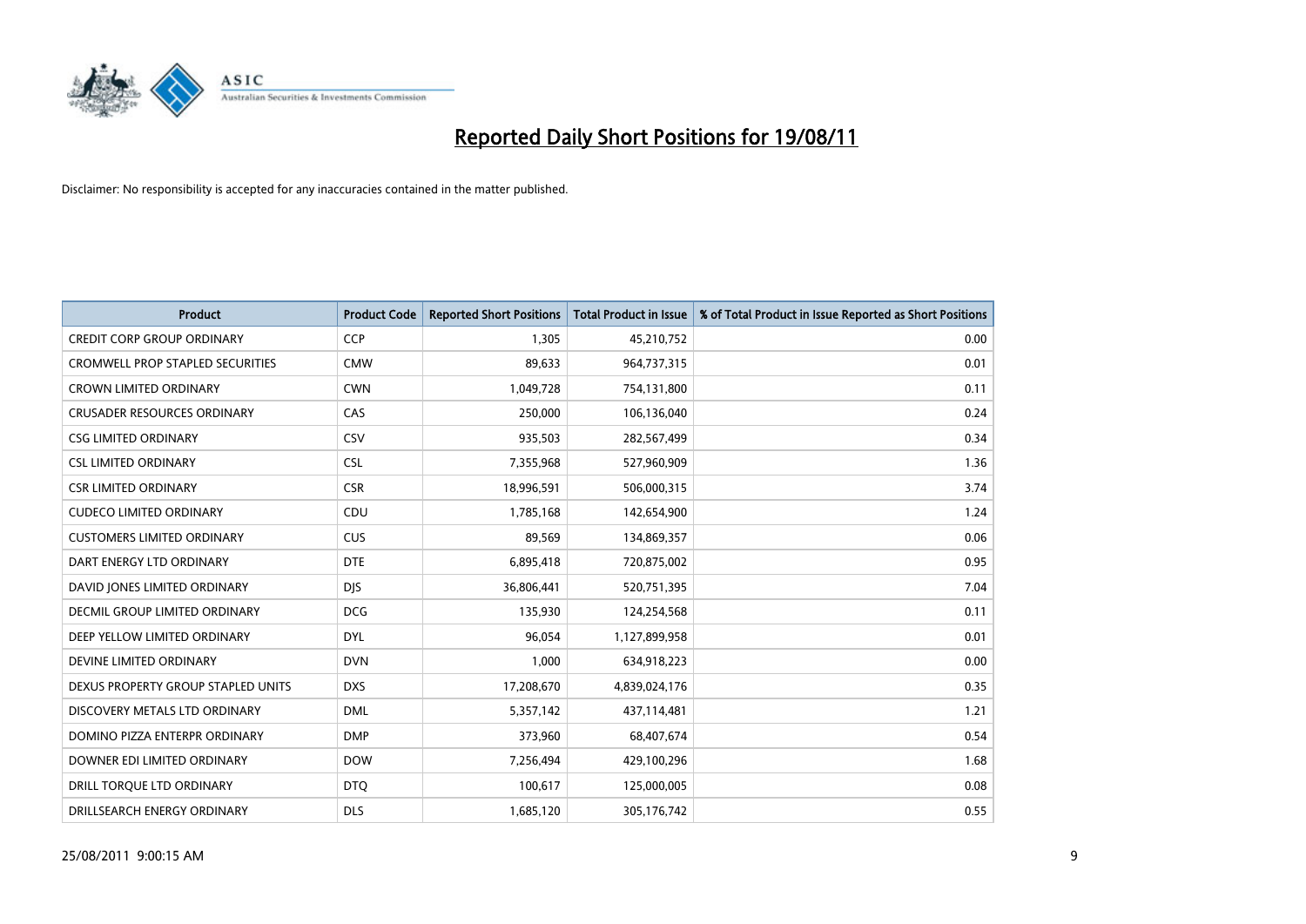# Reported Daily Short Positions for 19/08/11

Disclaimer: No responsibility is accepted for any inaccuracies contained in the matter published.

| Product | Product Code | Reported Short Positions | Total Product in Issue | % of Total Product in Issue Reported as Short Positions |
|---|---|---|---|---|
| CREDIT CORP GROUP ORDINARY | CCP | 1,305 | 45,210,752 | 0.00 |
| CROMWELL PROP STAPLED SECURITIES | CMW | 89,633 | 964,737,315 | 0.01 |
| CROWN LIMITED ORDINARY | CWN | 1,049,728 | 754,131,800 | 0.11 |
| CRUSADER RESOURCES ORDINARY | CAS | 250,000 | 106,136,040 | 0.24 |
| CSG LIMITED ORDINARY | CSV | 935,503 | 282,567,499 | 0.34 |
| CSL LIMITED ORDINARY | CSL | 7,355,968 | 527,960,909 | 1.36 |
| CSR LIMITED ORDINARY | CSR | 18,996,591 | 506,000,315 | 3.74 |
| CUDECO LIMITED ORDINARY | CDU | 1,785,168 | 142,654,900 | 1.24 |
| CUSTOMERS LIMITED ORDINARY | CUS | 89,569 | 134,869,357 | 0.06 |
| DART ENERGY LTD ORDINARY | DTE | 6,895,418 | 720,875,002 | 0.95 |
| DAVID JONES LIMITED ORDINARY | DJS | 36,806,441 | 520,751,395 | 7.04 |
| DECMIL GROUP LIMITED ORDINARY | DCG | 135,930 | 124,254,568 | 0.11 |
| DEEP YELLOW LIMITED ORDINARY | DYL | 96,054 | 1,127,899,958 | 0.01 |
| DEVINE LIMITED ORDINARY | DVN | 1,000 | 634,918,223 | 0.00 |
| DEXUS PROPERTY GROUP STAPLED UNITS | DXS | 17,208,670 | 4,839,024,176 | 0.35 |
| DISCOVERY METALS LTD ORDINARY | DML | 5,357,142 | 437,114,481 | 1.21 |
| DOMINO PIZZA ENTERPR ORDINARY | DMP | 373,960 | 68,407,674 | 0.54 |
| DOWNER EDI LIMITED ORDINARY | DOW | 7,256,494 | 429,100,296 | 1.68 |
| DRILL TORQUE LTD ORDINARY | DTQ | 100,617 | 125,000,005 | 0.08 |
| DRILLSEARCH ENERGY ORDINARY | DLS | 1,685,120 | 305,176,742 | 0.55 |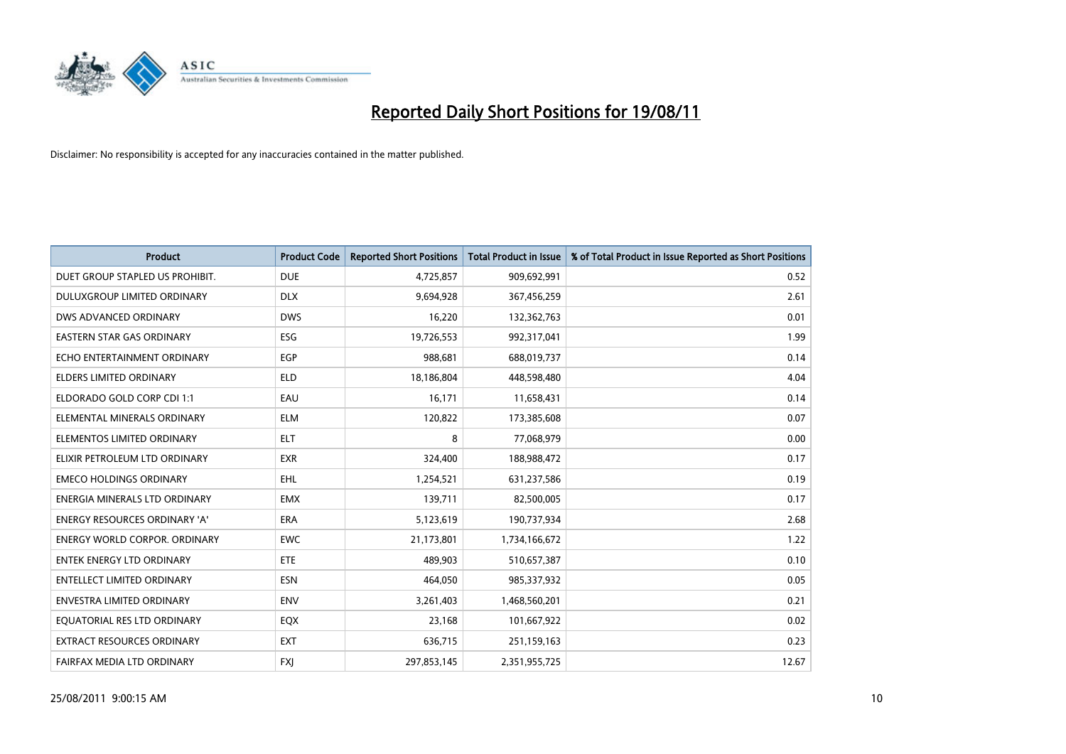# Reported Daily Short Positions for 19/08/11

Disclaimer: No responsibility is accepted for any inaccuracies contained in the matter published.

| Product | Product Code | Reported Short Positions | Total Product in Issue | % of Total Product in Issue Reported as Short Positions |
|---|---|---|---|---|
| DUET GROUP STAPLED US PROHIBIT. | DUE | 4,725,857 | 909,692,991 | 0.52 |
| DULUXGROUP LIMITED ORDINARY | DLX | 9,694,928 | 367,456,259 | 2.61 |
| DWS ADVANCED ORDINARY | DWS | 16,220 | 132,362,763 | 0.01 |
| EASTERN STAR GAS ORDINARY | ESG | 19,726,553 | 992,317,041 | 1.99 |
| ECHO ENTERTAINMENT ORDINARY | EGP | 988,681 | 688,019,737 | 0.14 |
| ELDERS LIMITED ORDINARY | ELD | 18,186,804 | 448,598,480 | 4.04 |
| ELDORADO GOLD CORP CDI 1:1 | EAU | 16,171 | 11,658,431 | 0.14 |
| ELEMENTAL MINERALS ORDINARY | ELM | 120,822 | 173,385,608 | 0.07 |
| ELEMENTOS LIMITED ORDINARY | ELT | 8 | 77,068,979 | 0.00 |
| ELIXIR PETROLEUM LTD ORDINARY | EXR | 324,400 | 188,988,472 | 0.17 |
| EMECO HOLDINGS ORDINARY | EHL | 1,254,521 | 631,237,586 | 0.19 |
| ENERGIA MINERALS LTD ORDINARY | EMX | 139,711 | 82,500,005 | 0.17 |
| ENERGY RESOURCES ORDINARY 'A' | ERA | 5,123,619 | 190,737,934 | 2.68 |
| ENERGY WORLD CORPOR. ORDINARY | EWC | 21,173,801 | 1,734,166,672 | 1.22 |
| ENTEK ENERGY LTD ORDINARY | ETE | 489,903 | 510,657,387 | 0.10 |
| ENTELLECT LIMITED ORDINARY | ESN | 464,050 | 985,337,932 | 0.05 |
| ENVESTRA LIMITED ORDINARY | ENV | 3,261,403 | 1,468,560,201 | 0.21 |
| EQUATORIAL RES LTD ORDINARY | EQX | 23,168 | 101,667,922 | 0.02 |
| EXTRACT RESOURCES ORDINARY | EXT | 636,715 | 251,159,163 | 0.23 |
| FAIRFAX MEDIA LTD ORDINARY | FXJ | 297,853,145 | 2,351,955,725 | 12.67 |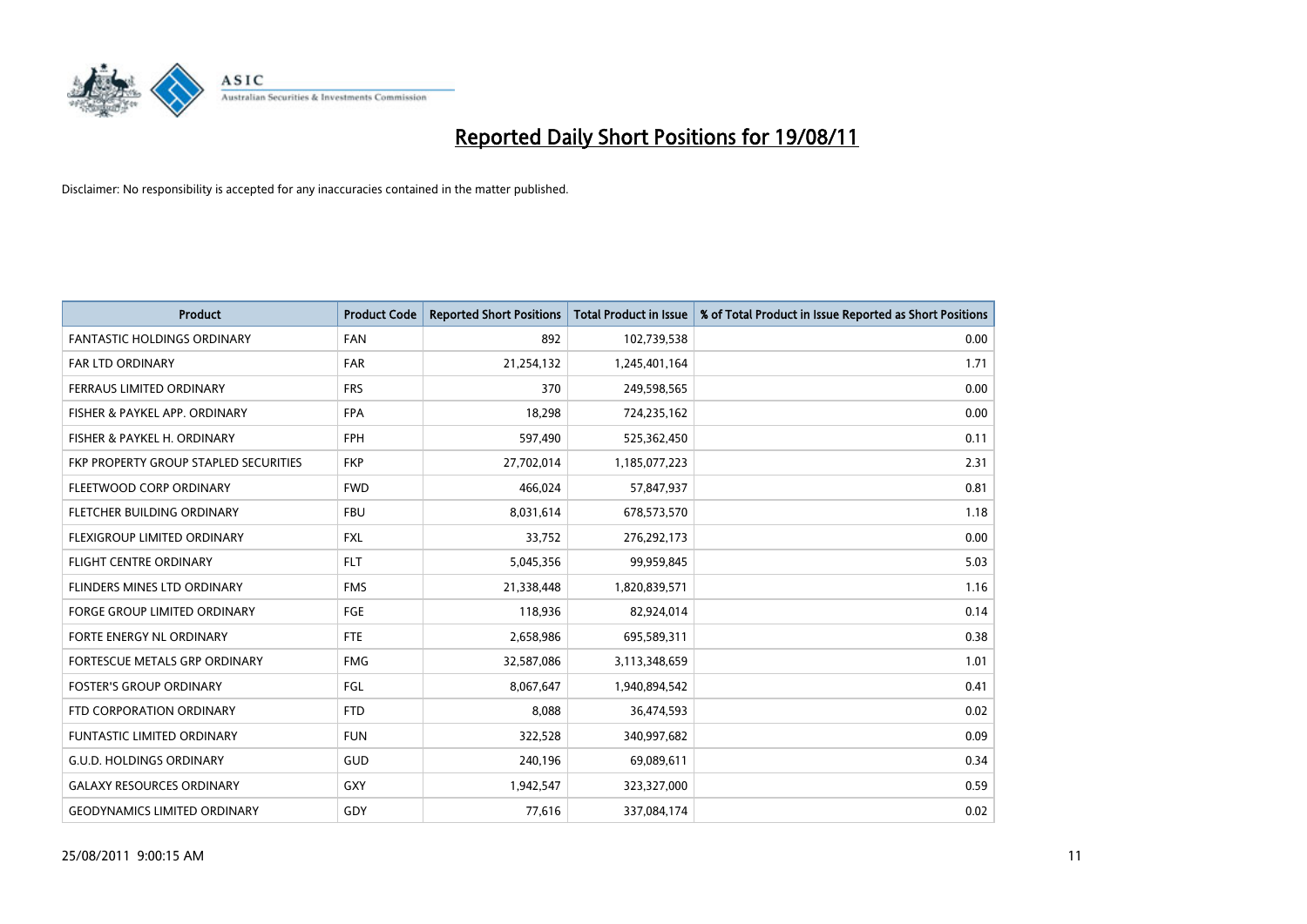# Reported Daily Short Positions for 19/08/11

Disclaimer: No responsibility is accepted for any inaccuracies contained in the matter published.

| Product | Product Code | Reported Short Positions | Total Product in Issue | % of Total Product in Issue Reported as Short Positions |
|---|---|---|---|---|
| FANTASTIC HOLDINGS ORDINARY | FAN | 892 | 102,739,538 | 0.00 |
| FAR LTD ORDINARY | FAR | 21,254,132 | 1,245,401,164 | 1.71 |
| FERRAUS LIMITED ORDINARY | FRS | 370 | 249,598,565 | 0.00 |
| FISHER & PAYKEL APP. ORDINARY | FPA | 18,298 | 724,235,162 | 0.00 |
| FISHER & PAYKEL H. ORDINARY | FPH | 597,490 | 525,362,450 | 0.11 |
| FKP PROPERTY GROUP STAPLED SECURITIES | FKP | 27,702,014 | 1,185,077,223 | 2.31 |
| FLEETWOOD CORP ORDINARY | FWD | 466,024 | 57,847,937 | 0.81 |
| FLETCHER BUILDING ORDINARY | FBU | 8,031,614 | 678,573,570 | 1.18 |
| FLEXIGROUP LIMITED ORDINARY | FXL | 33,752 | 276,292,173 | 0.00 |
| FLIGHT CENTRE ORDINARY | FLT | 5,045,356 | 99,959,845 | 5.03 |
| FLINDERS MINES LTD ORDINARY | FMS | 21,338,448 | 1,820,839,571 | 1.16 |
| FORGE GROUP LIMITED ORDINARY | FGE | 118,936 | 82,924,014 | 0.14 |
| FORTE ENERGY NL ORDINARY | FTE | 2,658,986 | 695,589,311 | 0.38 |
| FORTESCUE METALS GRP ORDINARY | FMG | 32,587,086 | 3,113,348,659 | 1.01 |
| FOSTER'S GROUP ORDINARY | FGL | 8,067,647 | 1,940,894,542 | 0.41 |
| FTD CORPORATION ORDINARY | FTD | 8,088 | 36,474,593 | 0.02 |
| FUNTASTIC LIMITED ORDINARY | FUN | 322,528 | 340,997,682 | 0.09 |
| G.U.D. HOLDINGS ORDINARY | GUD | 240,196 | 69,089,611 | 0.34 |
| GALAXY RESOURCES ORDINARY | GXY | 1,942,547 | 323,327,000 | 0.59 |
| GEODYNAMICS LIMITED ORDINARY | GDY | 77,616 | 337,084,174 | 0.02 |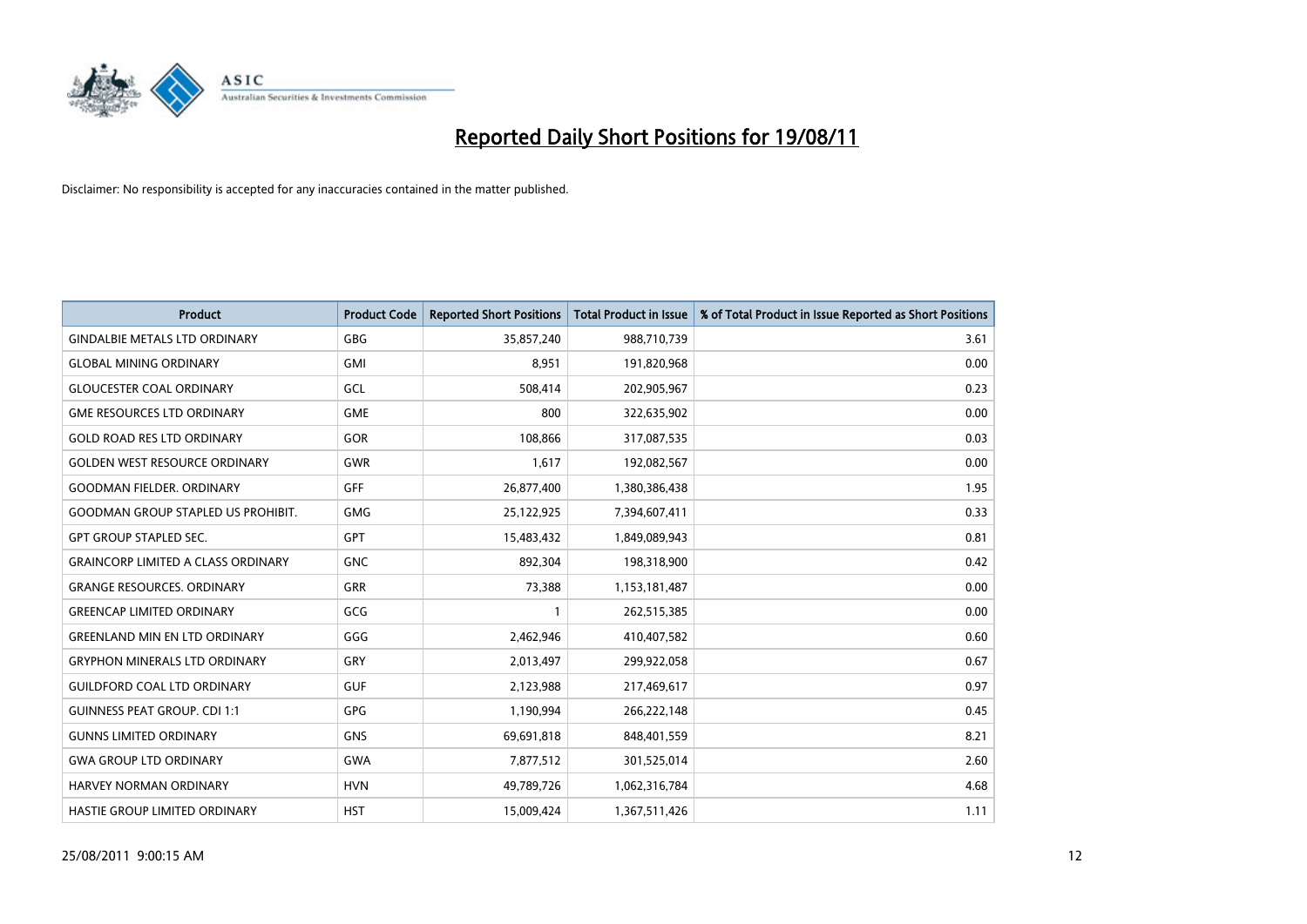# Reported Daily Short Positions for 19/08/11

Disclaimer: No responsibility is accepted for any inaccuracies contained in the matter published.

| Product | Product Code | Reported Short Positions | Total Product in Issue | % of Total Product in Issue Reported as Short Positions |
|---|---|---|---|---|
| GINDALBIE METALS LTD ORDINARY | GBG | 35,857,240 | 988,710,739 | 3.61 |
| GLOBAL MINING ORDINARY | GMI | 8,951 | 191,820,968 | 0.00 |
| GLOUCESTER COAL ORDINARY | GCL | 508,414 | 202,905,967 | 0.23 |
| GME RESOURCES LTD ORDINARY | GME | 800 | 322,635,902 | 0.00 |
| GOLD ROAD RES LTD ORDINARY | GOR | 108,866 | 317,087,535 | 0.03 |
| GOLDEN WEST RESOURCE ORDINARY | GWR | 1,617 | 192,082,567 | 0.00 |
| GOODMAN FIELDER. ORDINARY | GFF | 26,877,400 | 1,380,386,438 | 1.95 |
| GOODMAN GROUP STAPLED US PROHIBIT. | GMG | 25,122,925 | 7,394,607,411 | 0.33 |
| GPT GROUP STAPLED SEC. | GPT | 15,483,432 | 1,849,089,943 | 0.81 |
| GRAINCORP LIMITED A CLASS ORDINARY | GNC | 892,304 | 198,318,900 | 0.42 |
| GRANGE RESOURCES. ORDINARY | GRR | 73,388 | 1,153,181,487 | 0.00 |
| GREENCAP LIMITED ORDINARY | GCG | 1 | 262,515,385 | 0.00 |
| GREENLAND MIN EN LTD ORDINARY | GGG | 2,462,946 | 410,407,582 | 0.60 |
| GRYPHON MINERALS LTD ORDINARY | GRY | 2,013,497 | 299,922,058 | 0.67 |
| GUILDFORD COAL LTD ORDINARY | GUF | 2,123,988 | 217,469,617 | 0.97 |
| GUINNESS PEAT GROUP. CDI 1:1 | GPG | 1,190,994 | 266,222,148 | 0.45 |
| GUNNS LIMITED ORDINARY | GNS | 69,691,818 | 848,401,559 | 8.21 |
| GWA GROUP LTD ORDINARY | GWA | 7,877,512 | 301,525,014 | 2.60 |
| HARVEY NORMAN ORDINARY | HVN | 49,789,726 | 1,062,316,784 | 4.68 |
| HASTIE GROUP LIMITED ORDINARY | HST | 15,009,424 | 1,367,511,426 | 1.11 |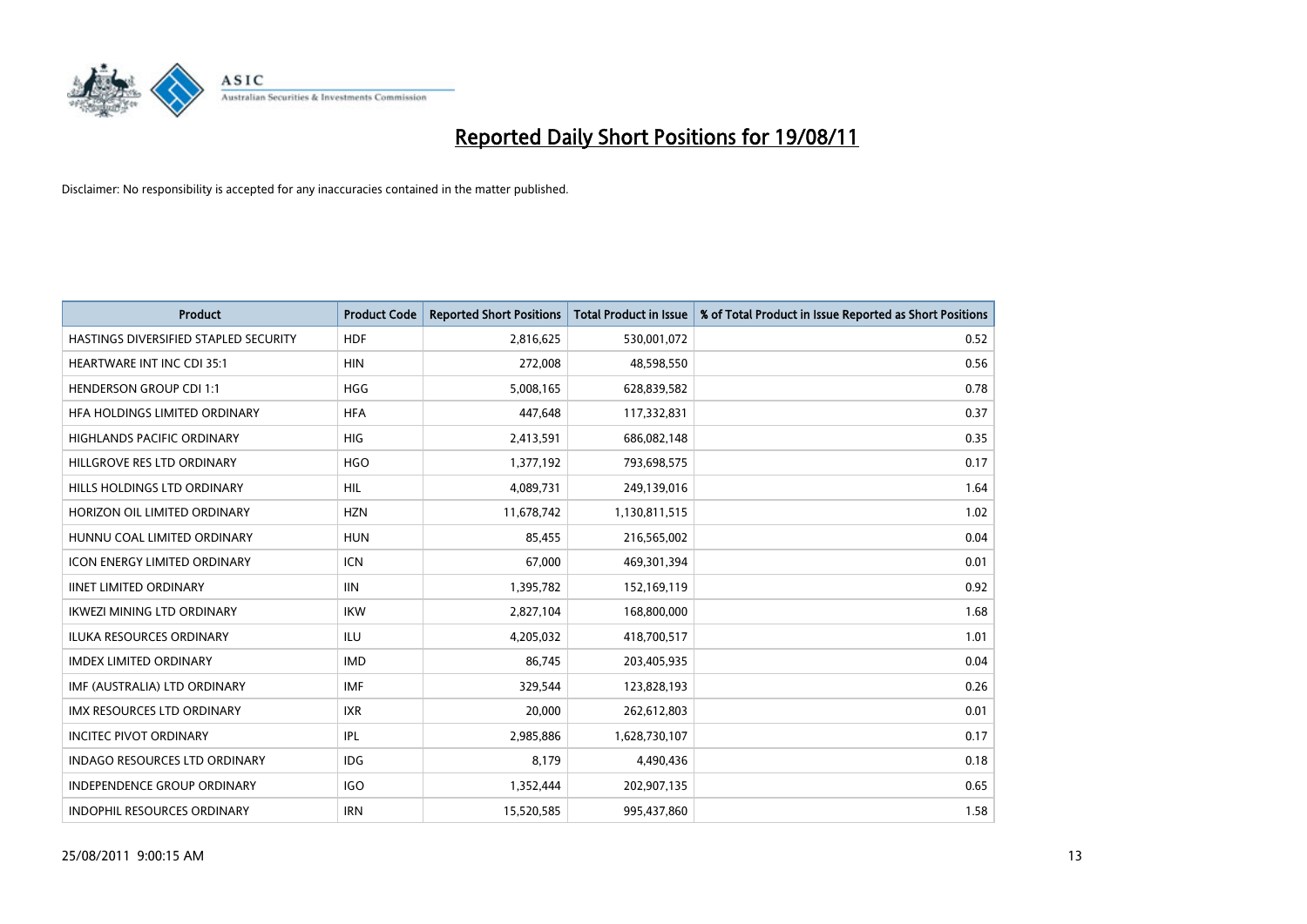# Reported Daily Short Positions for 19/08/11

Disclaimer: No responsibility is accepted for any inaccuracies contained in the matter published.

| Product | Product Code | Reported Short Positions | Total Product in Issue | % of Total Product in Issue Reported as Short Positions |
|---|---|---|---|---|
| HASTINGS DIVERSIFIED STAPLED SECURITY | HDF | 2,816,625 | 530,001,072 | 0.52 |
| HEARTWARE INT INC CDI 35:1 | HIN | 272,008 | 48,598,550 | 0.56 |
| HENDERSON GROUP CDI 1:1 | HGG | 5,008,165 | 628,839,582 | 0.78 |
| HFA HOLDINGS LIMITED ORDINARY | HFA | 447,648 | 117,332,831 | 0.37 |
| HIGHLANDS PACIFIC ORDINARY | HIG | 2,413,591 | 686,082,148 | 0.35 |
| HILLGROVE RES LTD ORDINARY | HGO | 1,377,192 | 793,698,575 | 0.17 |
| HILLS HOLDINGS LTD ORDINARY | HIL | 4,089,731 | 249,139,016 | 1.64 |
| HORIZON OIL LIMITED ORDINARY | HZN | 11,678,742 | 1,130,811,515 | 1.02 |
| HUNNU COAL LIMITED ORDINARY | HUN | 85,455 | 216,565,002 | 0.04 |
| ICON ENERGY LIMITED ORDINARY | ICN | 67,000 | 469,301,394 | 0.01 |
| IINET LIMITED ORDINARY | IIN | 1,395,782 | 152,169,119 | 0.92 |
| IKWEZI MINING LTD ORDINARY | IKW | 2,827,104 | 168,800,000 | 1.68 |
| ILUKA RESOURCES ORDINARY | ILU | 4,205,032 | 418,700,517 | 1.01 |
| IMDEX LIMITED ORDINARY | IMD | 86,745 | 203,405,935 | 0.04 |
| IMF (AUSTRALIA) LTD ORDINARY | IMF | 329,544 | 123,828,193 | 0.26 |
| IMX RESOURCES LTD ORDINARY | IXR | 20,000 | 262,612,803 | 0.01 |
| INCITEC PIVOT ORDINARY | IPL | 2,985,886 | 1,628,730,107 | 0.17 |
| INDAGO RESOURCES LTD ORDINARY | IDG | 8,179 | 4,490,436 | 0.18 |
| INDEPENDENCE GROUP ORDINARY | IGO | 1,352,444 | 202,907,135 | 0.65 |
| INDOPHIL RESOURCES ORDINARY | IRN | 15,520,585 | 995,437,860 | 1.58 |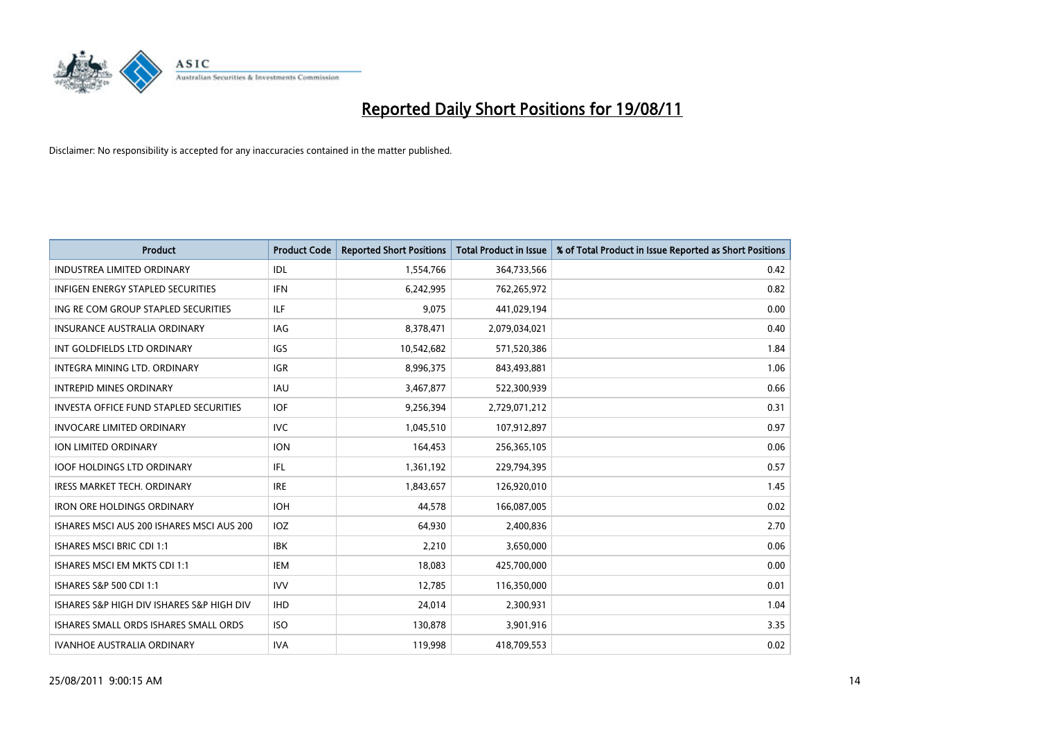# Reported Daily Short Positions for 19/08/11

Disclaimer: No responsibility is accepted for any inaccuracies contained in the matter published.

| Product | Product Code | Reported Short Positions | Total Product in Issue | % of Total Product in Issue Reported as Short Positions |
|---|---|---|---|---|
| INDUSTREA LIMITED ORDINARY | IDL | 1,554,766 | 364,733,566 | 0.42 |
| INFIGEN ENERGY STAPLED SECURITIES | IFN | 6,242,995 | 762,265,972 | 0.82 |
| ING RE COM GROUP STAPLED SECURITIES | ILF | 9,075 | 441,029,194 | 0.00 |
| INSURANCE AUSTRALIA ORDINARY | IAG | 8,378,471 | 2,079,034,021 | 0.40 |
| INT GOLDFIELDS LTD ORDINARY | IGS | 10,542,682 | 571,520,386 | 1.84 |
| INTEGRA MINING LTD. ORDINARY | IGR | 8,996,375 | 843,493,881 | 1.06 |
| INTREPID MINES ORDINARY | IAU | 3,467,877 | 522,300,939 | 0.66 |
| INVESTA OFFICE FUND STAPLED SECURITIES | IOF | 9,256,394 | 2,729,071,212 | 0.31 |
| INVOCARE LIMITED ORDINARY | IVC | 1,045,510 | 107,912,897 | 0.97 |
| ION LIMITED ORDINARY | ION | 164,453 | 256,365,105 | 0.06 |
| IOOF HOLDINGS LTD ORDINARY | IFL | 1,361,192 | 229,794,395 | 0.57 |
| IRESS MARKET TECH. ORDINARY | IRE | 1,843,657 | 126,920,010 | 1.45 |
| IRON ORE HOLDINGS ORDINARY | IOH | 44,578 | 166,087,005 | 0.02 |
| ISHARES MSCI AUS 200 ISHARES MSCI AUS 200 | IOZ | 64,930 | 2,400,836 | 2.70 |
| ISHARES MSCI BRIC CDI 1:1 | IBK | 2,210 | 3,650,000 | 0.06 |
| ISHARES MSCI EM MKTS CDI 1:1 | IEM | 18,083 | 425,700,000 | 0.00 |
| ISHARES S&P 500 CDI 1:1 | IVV | 12,785 | 116,350,000 | 0.01 |
| ISHARES S&P HIGH DIV ISHARES S&P HIGH DIV | IHD | 24,014 | 2,300,931 | 1.04 |
| ISHARES SMALL ORDS ISHARES SMALL ORDS | ISO | 130,878 | 3,901,916 | 3.35 |
| IVANHOE AUSTRALIA ORDINARY | IVA | 119,998 | 418,709,553 | 0.02 |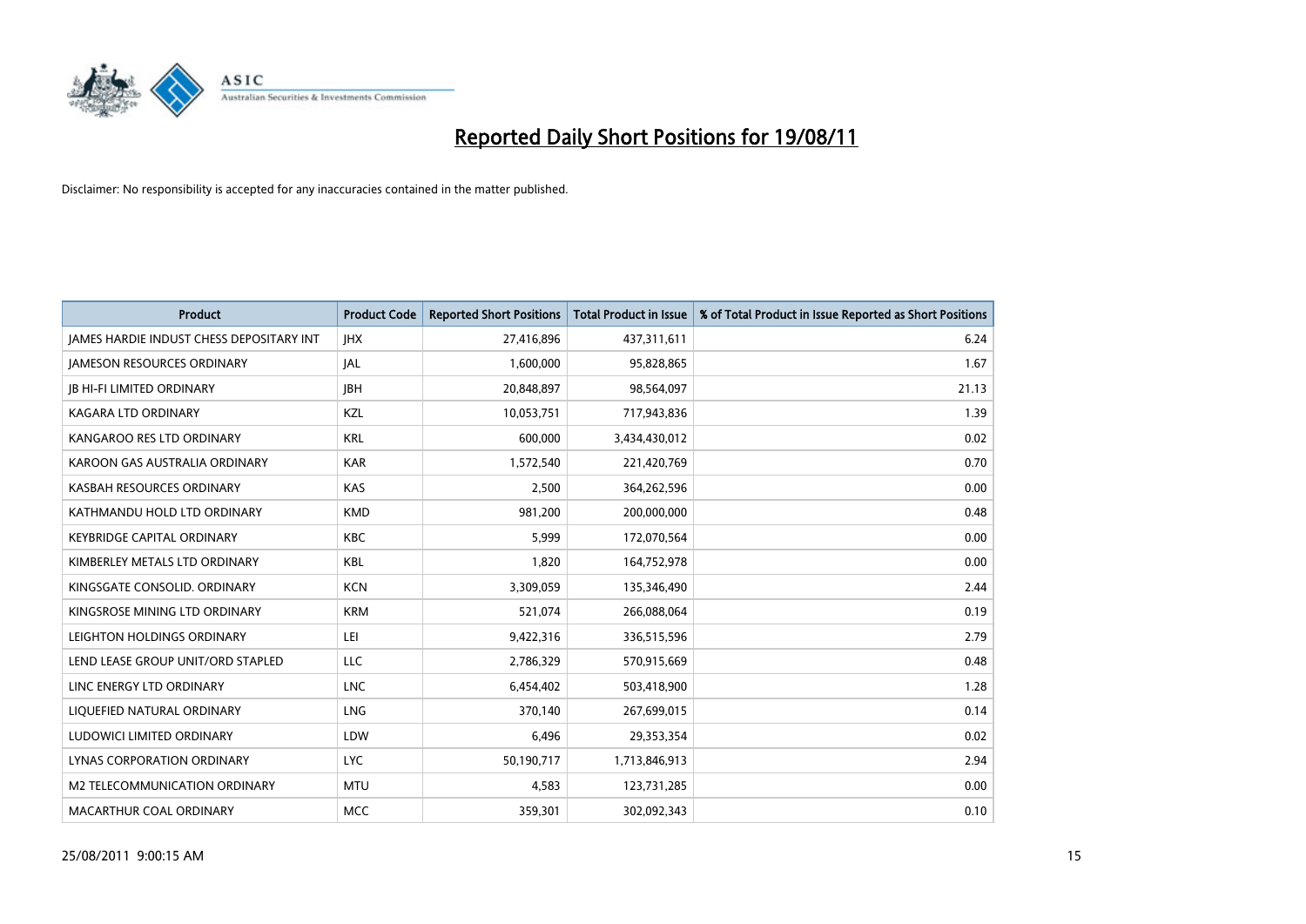# Reported Daily Short Positions for 19/08/11

Disclaimer: No responsibility is accepted for any inaccuracies contained in the matter published.

| Product | Product Code | Reported Short Positions | Total Product in Issue | % of Total Product in Issue Reported as Short Positions |
|---|---|---|---|---|
| JAMES HARDIE INDUST CHESS DEPOSITARY INT | JHX | 27,416,896 | 437,311,611 | 6.24 |
| JAMESON RESOURCES ORDINARY | JAL | 1,600,000 | 95,828,865 | 1.67 |
| JB HI-FI LIMITED ORDINARY | JBH | 20,848,897 | 98,564,097 | 21.13 |
| KAGARA LTD ORDINARY | KZL | 10,053,751 | 717,943,836 | 1.39 |
| KANGAROO RES LTD ORDINARY | KRL | 600,000 | 3,434,430,012 | 0.02 |
| KAROON GAS AUSTRALIA ORDINARY | KAR | 1,572,540 | 221,420,769 | 0.70 |
| KASBAH RESOURCES ORDINARY | KAS | 2,500 | 364,262,596 | 0.00 |
| KATHMANDU HOLD LTD ORDINARY | KMD | 981,200 | 200,000,000 | 0.48 |
| KEYBRIDGE CAPITAL ORDINARY | KBC | 5,999 | 172,070,564 | 0.00 |
| KIMBERLEY METALS LTD ORDINARY | KBL | 1,820 | 164,752,978 | 0.00 |
| KINGSGATE CONSOLID. ORDINARY | KCN | 3,309,059 | 135,346,490 | 2.44 |
| KINGSROSE MINING LTD ORDINARY | KRM | 521,074 | 266,088,064 | 0.19 |
| LEIGHTON HOLDINGS ORDINARY | LEI | 9,422,316 | 336,515,596 | 2.79 |
| LEND LEASE GROUP UNIT/ORD STAPLED | LLC | 2,786,329 | 570,915,669 | 0.48 |
| LINC ENERGY LTD ORDINARY | LNC | 6,454,402 | 503,418,900 | 1.28 |
| LIQUEFIED NATURAL ORDINARY | LNG | 370,140 | 267,699,015 | 0.14 |
| LUDOWICI LIMITED ORDINARY | LDW | 6,496 | 29,353,354 | 0.02 |
| LYNAS CORPORATION ORDINARY | LYC | 50,190,717 | 1,713,846,913 | 2.94 |
| M2 TELECOMMUNICATION ORDINARY | MTU | 4,583 | 123,731,285 | 0.00 |
| MACARTHUR COAL ORDINARY | MCC | 359,301 | 302,092,343 | 0.10 |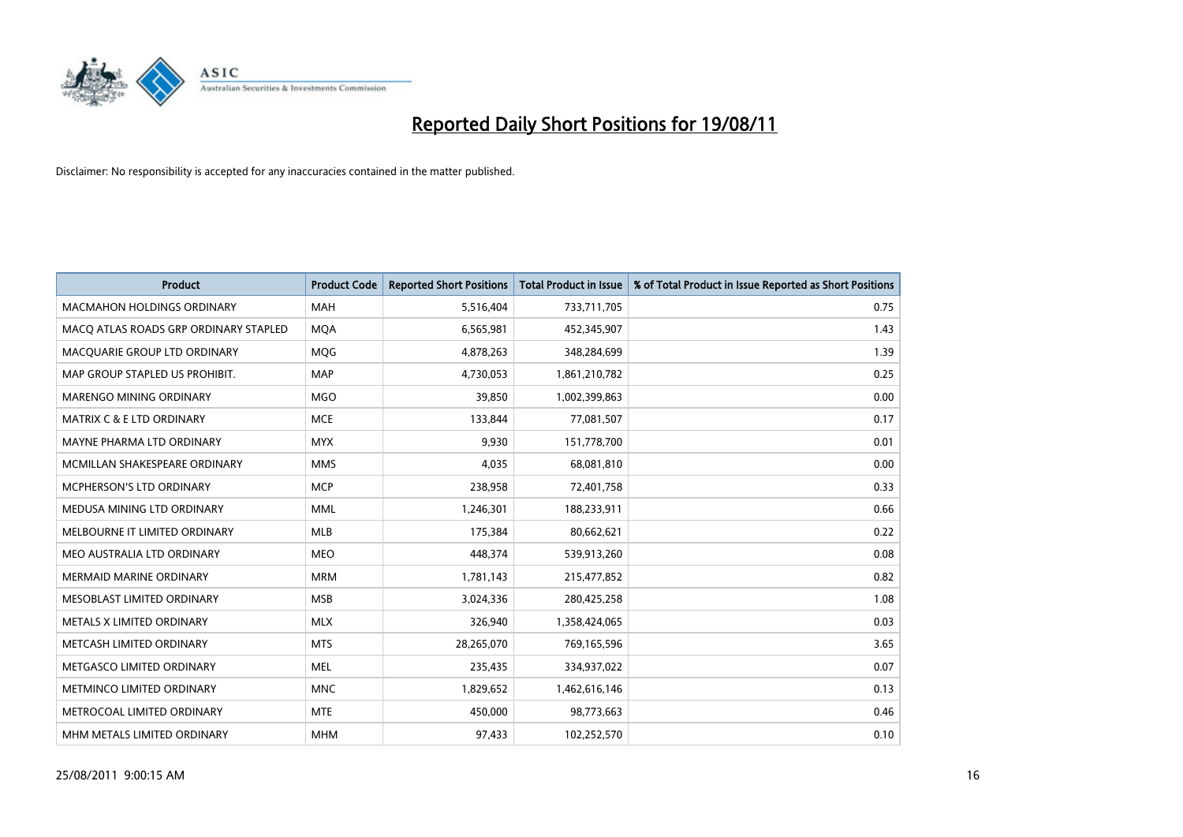# Reported Daily Short Positions for 19/08/11

Disclaimer: No responsibility is accepted for any inaccuracies contained in the matter published.

| Product | Product Code | Reported Short Positions | Total Product in Issue | % of Total Product in Issue Reported as Short Positions |
|---|---|---|---|---|
| MACMAHON HOLDINGS ORDINARY | MAH | 5,516,404 | 733,711,705 | 0.75 |
| MACQ ATLAS ROADS GRP ORDINARY STAPLED | MQA | 6,565,981 | 452,345,907 | 1.43 |
| MACQUARIE GROUP LTD ORDINARY | MQG | 4,878,263 | 348,284,699 | 1.39 |
| MAP GROUP STAPLED US PROHIBIT. | MAP | 4,730,053 | 1,861,210,782 | 0.25 |
| MARENGO MINING ORDINARY | MGO | 39,850 | 1,002,399,863 | 0.00 |
| MATRIX C & E LTD ORDINARY | MCE | 133,844 | 77,081,507 | 0.17 |
| MAYNE PHARMA LTD ORDINARY | MYX | 9,930 | 151,778,700 | 0.01 |
| MCMILLAN SHAKESPEARE ORDINARY | MMS | 4,035 | 68,081,810 | 0.00 |
| MCPHERSON'S LTD ORDINARY | MCP | 238,958 | 72,401,758 | 0.33 |
| MEDUSA MINING LTD ORDINARY | MML | 1,246,301 | 188,233,911 | 0.66 |
| MELBOURNE IT LIMITED ORDINARY | MLB | 175,384 | 80,662,621 | 0.22 |
| MEO AUSTRALIA LTD ORDINARY | MEO | 448,374 | 539,913,260 | 0.08 |
| MERMAID MARINE ORDINARY | MRM | 1,781,143 | 215,477,852 | 0.82 |
| MESOBLAST LIMITED ORDINARY | MSB | 3,024,336 | 280,425,258 | 1.08 |
| METALS X LIMITED ORDINARY | MLX | 326,940 | 1,358,424,065 | 0.03 |
| METCASH LIMITED ORDINARY | MTS | 28,265,070 | 769,165,596 | 3.65 |
| METGASCO LIMITED ORDINARY | MEL | 235,435 | 334,937,022 | 0.07 |
| METMINCO LIMITED ORDINARY | MNC | 1,829,652 | 1,462,616,146 | 0.13 |
| METROCOAL LIMITED ORDINARY | MTE | 450,000 | 98,773,663 | 0.46 |
| MHM METALS LIMITED ORDINARY | MHM | 97,433 | 102,252,570 | 0.10 |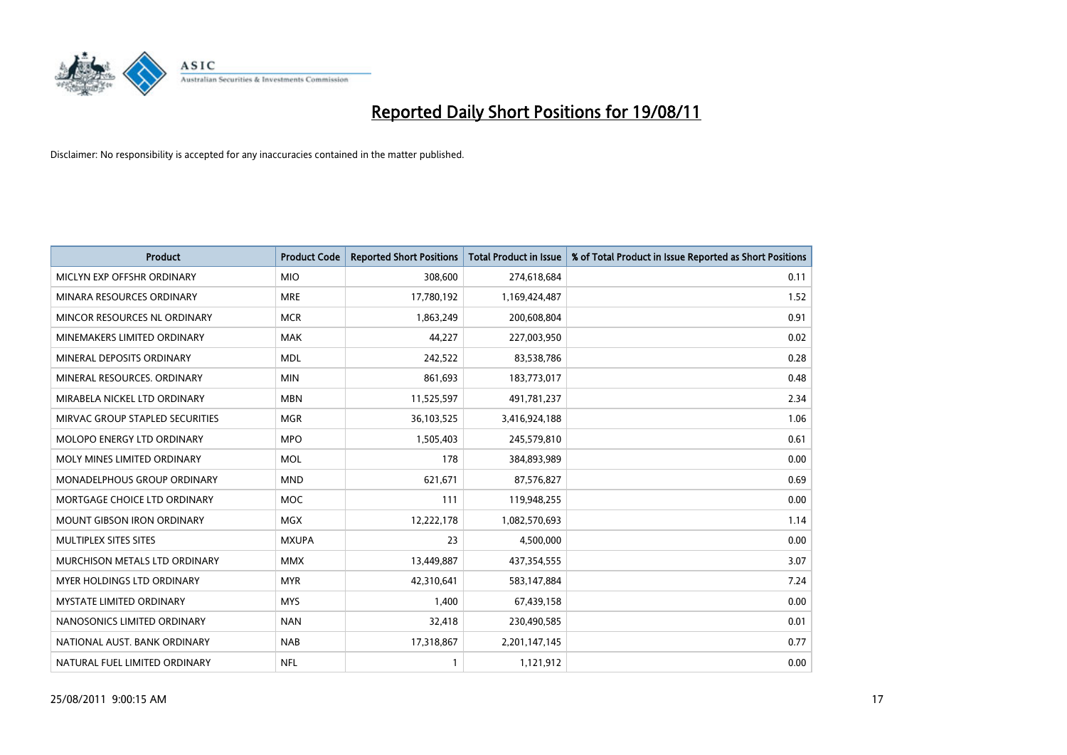# Reported Daily Short Positions for 19/08/11

Disclaimer: No responsibility is accepted for any inaccuracies contained in the matter published.

| Product | Product Code | Reported Short Positions | Total Product in Issue | % of Total Product in Issue Reported as Short Positions |
|---|---|---|---|---|
| MICLYN EXP OFFSHR ORDINARY | MIO | 308,600 | 274,618,684 | 0.11 |
| MINARA RESOURCES ORDINARY | MRE | 17,780,192 | 1,169,424,487 | 1.52 |
| MINCOR RESOURCES NL ORDINARY | MCR | 1,863,249 | 200,608,804 | 0.91 |
| MINEMAKERS LIMITED ORDINARY | MAK | 44,227 | 227,003,950 | 0.02 |
| MINERAL DEPOSITS ORDINARY | MDL | 242,522 | 83,538,786 | 0.28 |
| MINERAL RESOURCES. ORDINARY | MIN | 861,693 | 183,773,017 | 0.48 |
| MIRABELA NICKEL LTD ORDINARY | MBN | 11,525,597 | 491,781,237 | 2.34 |
| MIRVAC GROUP STAPLED SECURITIES | MGR | 36,103,525 | 3,416,924,188 | 1.06 |
| MOLOPO ENERGY LTD ORDINARY | MPO | 1,505,403 | 245,579,810 | 0.61 |
| MOLY MINES LIMITED ORDINARY | MOL | 178 | 384,893,989 | 0.00 |
| MONADELPHOUS GROUP ORDINARY | MND | 621,671 | 87,576,827 | 0.69 |
| MORTGAGE CHOICE LTD ORDINARY | MOC | 111 | 119,948,255 | 0.00 |
| MOUNT GIBSON IRON ORDINARY | MGX | 12,222,178 | 1,082,570,693 | 1.14 |
| MULTIPLEX SITES SITES | MXUPA | 23 | 4,500,000 | 0.00 |
| MURCHISON METALS LTD ORDINARY | MMX | 13,449,887 | 437,354,555 | 3.07 |
| MYER HOLDINGS LTD ORDINARY | MYR | 42,310,641 | 583,147,884 | 7.24 |
| MYSTATE LIMITED ORDINARY | MYS | 1,400 | 67,439,158 | 0.00 |
| NANOSONICS LIMITED ORDINARY | NAN | 32,418 | 230,490,585 | 0.01 |
| NATIONAL AUST. BANK ORDINARY | NAB | 17,318,867 | 2,201,147,145 | 0.77 |
| NATURAL FUEL LIMITED ORDINARY | NFL | 1 | 1,121,912 | 0.00 |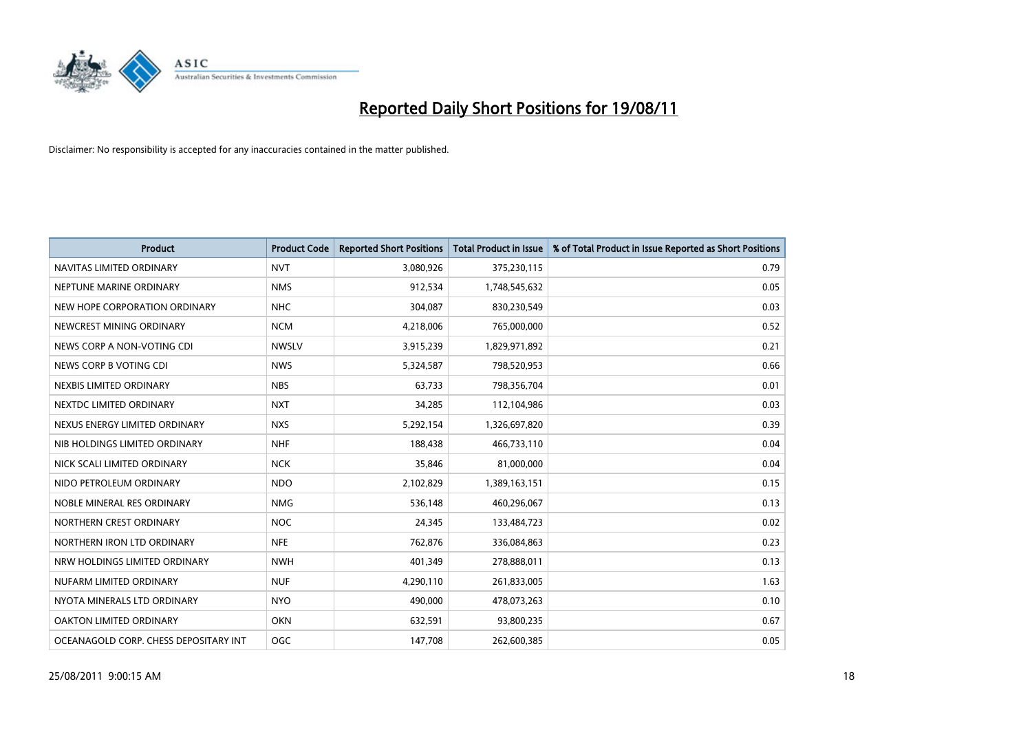# Reported Daily Short Positions for 19/08/11

Disclaimer: No responsibility is accepted for any inaccuracies contained in the matter published.

| Product | Product Code | Reported Short Positions | Total Product in Issue | % of Total Product in Issue Reported as Short Positions |
|---|---|---|---|---|
| NAVITAS LIMITED ORDINARY | NVT | 3,080,926 | 375,230,115 | 0.79 |
| NEPTUNE MARINE ORDINARY | NMS | 912,534 | 1,748,545,632 | 0.05 |
| NEW HOPE CORPORATION ORDINARY | NHC | 304,087 | 830,230,549 | 0.03 |
| NEWCREST MINING ORDINARY | NCM | 4,218,006 | 765,000,000 | 0.52 |
| NEWS CORP A NON-VOTING CDI | NWSLV | 3,915,239 | 1,829,971,892 | 0.21 |
| NEWS CORP B VOTING CDI | NWS | 5,324,587 | 798,520,953 | 0.66 |
| NEXBIS LIMITED ORDINARY | NBS | 63,733 | 798,356,704 | 0.01 |
| NEXTDC LIMITED ORDINARY | NXT | 34,285 | 112,104,986 | 0.03 |
| NEXUS ENERGY LIMITED ORDINARY | NXS | 5,292,154 | 1,326,697,820 | 0.39 |
| NIB HOLDINGS LIMITED ORDINARY | NHF | 188,438 | 466,733,110 | 0.04 |
| NICK SCALI LIMITED ORDINARY | NCK | 35,846 | 81,000,000 | 0.04 |
| NIDO PETROLEUM ORDINARY | NDO | 2,102,829 | 1,389,163,151 | 0.15 |
| NOBLE MINERAL RES ORDINARY | NMG | 536,148 | 460,296,067 | 0.13 |
| NORTHERN CREST ORDINARY | NOC | 24,345 | 133,484,723 | 0.02 |
| NORTHERN IRON LTD ORDINARY | NFE | 762,876 | 336,084,863 | 0.23 |
| NRW HOLDINGS LIMITED ORDINARY | NWH | 401,349 | 278,888,011 | 0.13 |
| NUFARM LIMITED ORDINARY | NUF | 4,290,110 | 261,833,005 | 1.63 |
| NYOTA MINERALS LTD ORDINARY | NYO | 490,000 | 478,073,263 | 0.10 |
| OAKTON LIMITED ORDINARY | OKN | 632,591 | 93,800,235 | 0.67 |
| OCEANAGOLD CORP. CHESS DEPOSITARY INT | OGC | 147,708 | 262,600,385 | 0.05 |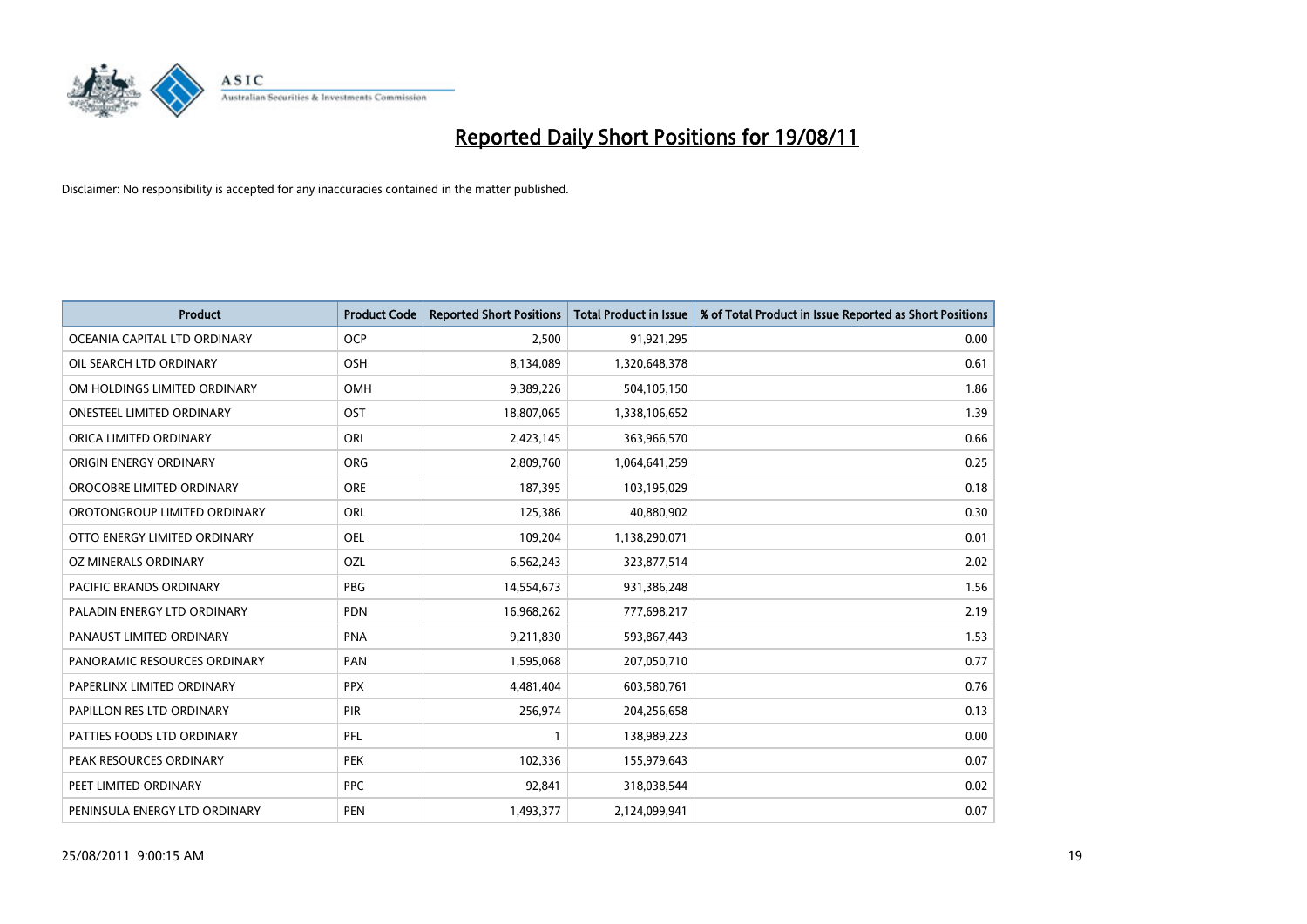# Reported Daily Short Positions for 19/08/11

Disclaimer: No responsibility is accepted for any inaccuracies contained in the matter published.

| Product | Product Code | Reported Short Positions | Total Product in Issue | % of Total Product in Issue Reported as Short Positions |
|---|---|---|---|---|
| OCEANIA CAPITAL LTD ORDINARY | OCP | 2,500 | 91,921,295 | 0.00 |
| OIL SEARCH LTD ORDINARY | OSH | 8,134,089 | 1,320,648,378 | 0.61 |
| OM HOLDINGS LIMITED ORDINARY | OMH | 9,389,226 | 504,105,150 | 1.86 |
| ONESTEEL LIMITED ORDINARY | OST | 18,807,065 | 1,338,106,652 | 1.39 |
| ORICA LIMITED ORDINARY | ORI | 2,423,145 | 363,966,570 | 0.66 |
| ORIGIN ENERGY ORDINARY | ORG | 2,809,760 | 1,064,641,259 | 0.25 |
| OROCOBRE LIMITED ORDINARY | ORE | 187,395 | 103,195,029 | 0.18 |
| OROTONGROUP LIMITED ORDINARY | ORL | 125,386 | 40,880,902 | 0.30 |
| OTTO ENERGY LIMITED ORDINARY | OEL | 109,204 | 1,138,290,071 | 0.01 |
| OZ MINERALS ORDINARY | OZL | 6,562,243 | 323,877,514 | 2.02 |
| PACIFIC BRANDS ORDINARY | PBG | 14,554,673 | 931,386,248 | 1.56 |
| PALADIN ENERGY LTD ORDINARY | PDN | 16,968,262 | 777,698,217 | 2.19 |
| PANAUST LIMITED ORDINARY | PNA | 9,211,830 | 593,867,443 | 1.53 |
| PANORAMIC RESOURCES ORDINARY | PAN | 1,595,068 | 207,050,710 | 0.77 |
| PAPERLINX LIMITED ORDINARY | PPX | 4,481,404 | 603,580,761 | 0.76 |
| PAPILLON RES LTD ORDINARY | PIR | 256,974 | 204,256,658 | 0.13 |
| PATTIES FOODS LTD ORDINARY | PFL | 1 | 138,989,223 | 0.00 |
| PEAK RESOURCES ORDINARY | PEK | 102,336 | 155,979,643 | 0.07 |
| PEET LIMITED ORDINARY | PPC | 92,841 | 318,038,544 | 0.02 |
| PENINSULA ENERGY LTD ORDINARY | PEN | 1,493,377 | 2,124,099,941 | 0.07 |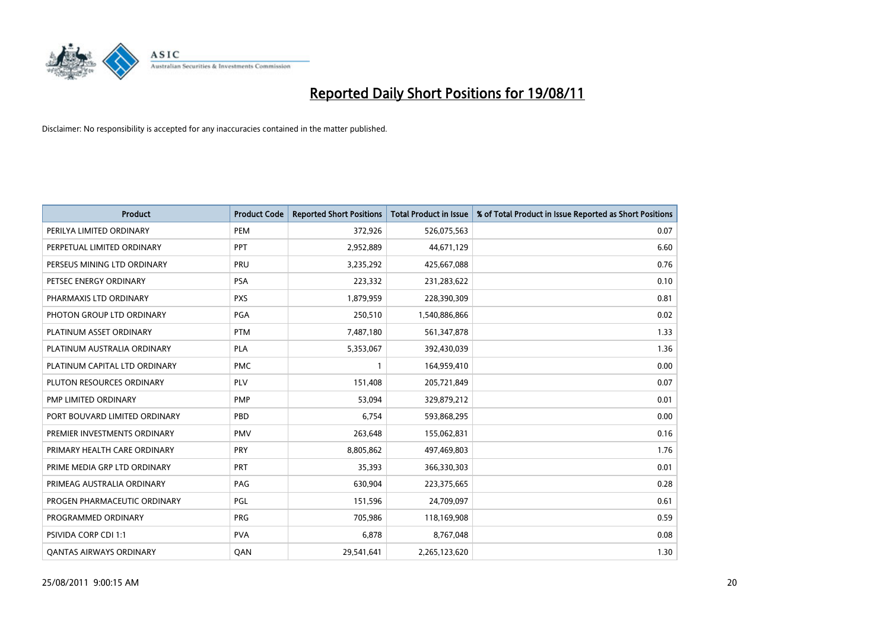# Reported Daily Short Positions for 19/08/11

Disclaimer: No responsibility is accepted for any inaccuracies contained in the matter published.

| Product | Product Code | Reported Short Positions | Total Product in Issue | % of Total Product in Issue Reported as Short Positions |
|---|---|---|---|---|
| PERILYA LIMITED ORDINARY | PEM | 372,926 | 526,075,563 | 0.07 |
| PERPETUAL LIMITED ORDINARY | PPT | 2,952,889 | 44,671,129 | 6.60 |
| PERSEUS MINING LTD ORDINARY | PRU | 3,235,292 | 425,667,088 | 0.76 |
| PETSEC ENERGY ORDINARY | PSA | 223,332 | 231,283,622 | 0.10 |
| PHARMAXIS LTD ORDINARY | PXS | 1,879,959 | 228,390,309 | 0.81 |
| PHOTON GROUP LTD ORDINARY | PGA | 250,510 | 1,540,886,866 | 0.02 |
| PLATINUM ASSET ORDINARY | PTM | 7,487,180 | 561,347,878 | 1.33 |
| PLATINUM AUSTRALIA ORDINARY | PLA | 5,353,067 | 392,430,039 | 1.36 |
| PLATINUM CAPITAL LTD ORDINARY | PMC | 1 | 164,959,410 | 0.00 |
| PLUTON RESOURCES ORDINARY | PLV | 151,408 | 205,721,849 | 0.07 |
| PMP LIMITED ORDINARY | PMP | 53,094 | 329,879,212 | 0.01 |
| PORT BOUVARD LIMITED ORDINARY | PBD | 6,754 | 593,868,295 | 0.00 |
| PREMIER INVESTMENTS ORDINARY | PMV | 263,648 | 155,062,831 | 0.16 |
| PRIMARY HEALTH CARE ORDINARY | PRY | 8,805,862 | 497,469,803 | 1.76 |
| PRIME MEDIA GRP LTD ORDINARY | PRT | 35,393 | 366,330,303 | 0.01 |
| PRIMEAG AUSTRALIA ORDINARY | PAG | 630,904 | 223,375,665 | 0.28 |
| PROGEN PHARMACEUTIC ORDINARY | PGL | 151,596 | 24,709,097 | 0.61 |
| PROGRAMMED ORDINARY | PRG | 705,986 | 118,169,908 | 0.59 |
| PSIVIDA CORP CDI 1:1 | PVA | 6,878 | 8,767,048 | 0.08 |
| QANTAS AIRWAYS ORDINARY | QAN | 29,541,641 | 2,265,123,620 | 1.30 |

25/08/2011 9:00:15 AM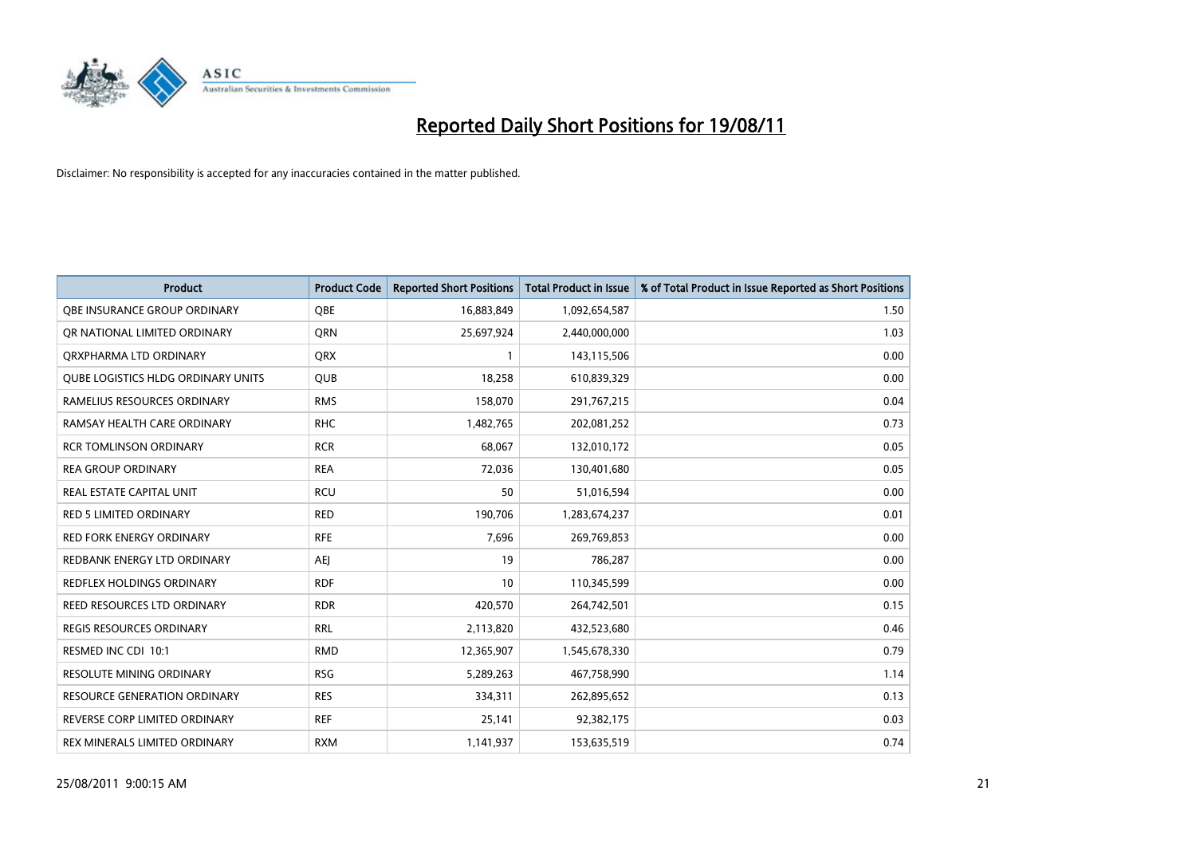# Reported Daily Short Positions for 19/08/11

Disclaimer: No responsibility is accepted for any inaccuracies contained in the matter published.

| Product | Product Code | Reported Short Positions | Total Product in Issue | % of Total Product in Issue Reported as Short Positions |
|---|---|---|---|---|
| QBE INSURANCE GROUP ORDINARY | QBE | 16,883,849 | 1,092,654,587 | 1.50 |
| QR NATIONAL LIMITED ORDINARY | QRN | 25,697,924 | 2,440,000,000 | 1.03 |
| QRXPHARMA LTD ORDINARY | QRX | 1 | 143,115,506 | 0.00 |
| QUBE LOGISTICS HLDG ORDINARY UNITS | QUB | 18,258 | 610,839,329 | 0.00 |
| RAMELIUS RESOURCES ORDINARY | RMS | 158,070 | 291,767,215 | 0.04 |
| RAMSAY HEALTH CARE ORDINARY | RHC | 1,482,765 | 202,081,252 | 0.73 |
| RCR TOMLINSON ORDINARY | RCR | 68,067 | 132,010,172 | 0.05 |
| REA GROUP ORDINARY | REA | 72,036 | 130,401,680 | 0.05 |
| REAL ESTATE CAPITAL UNIT | RCU | 50 | 51,016,594 | 0.00 |
| RED 5 LIMITED ORDINARY | RED | 190,706 | 1,283,674,237 | 0.01 |
| RED FORK ENERGY ORDINARY | RFE | 7,696 | 269,769,853 | 0.00 |
| REDBANK ENERGY LTD ORDINARY | AEJ | 19 | 786,287 | 0.00 |
| REDFLEX HOLDINGS ORDINARY | RDF | 10 | 110,345,599 | 0.00 |
| REED RESOURCES LTD ORDINARY | RDR | 420,570 | 264,742,501 | 0.15 |
| REGIS RESOURCES ORDINARY | RRL | 2,113,820 | 432,523,680 | 0.46 |
| RESMED INC CDI 10:1 | RMD | 12,365,907 | 1,545,678,330 | 0.79 |
| RESOLUTE MINING ORDINARY | RSG | 5,289,263 | 467,758,990 | 1.14 |
| RESOURCE GENERATION ORDINARY | RES | 334,311 | 262,895,652 | 0.13 |
| REVERSE CORP LIMITED ORDINARY | REF | 25,141 | 92,382,175 | 0.03 |
| REX MINERALS LIMITED ORDINARY | RXM | 1,141,937 | 153,635,519 | 0.74 |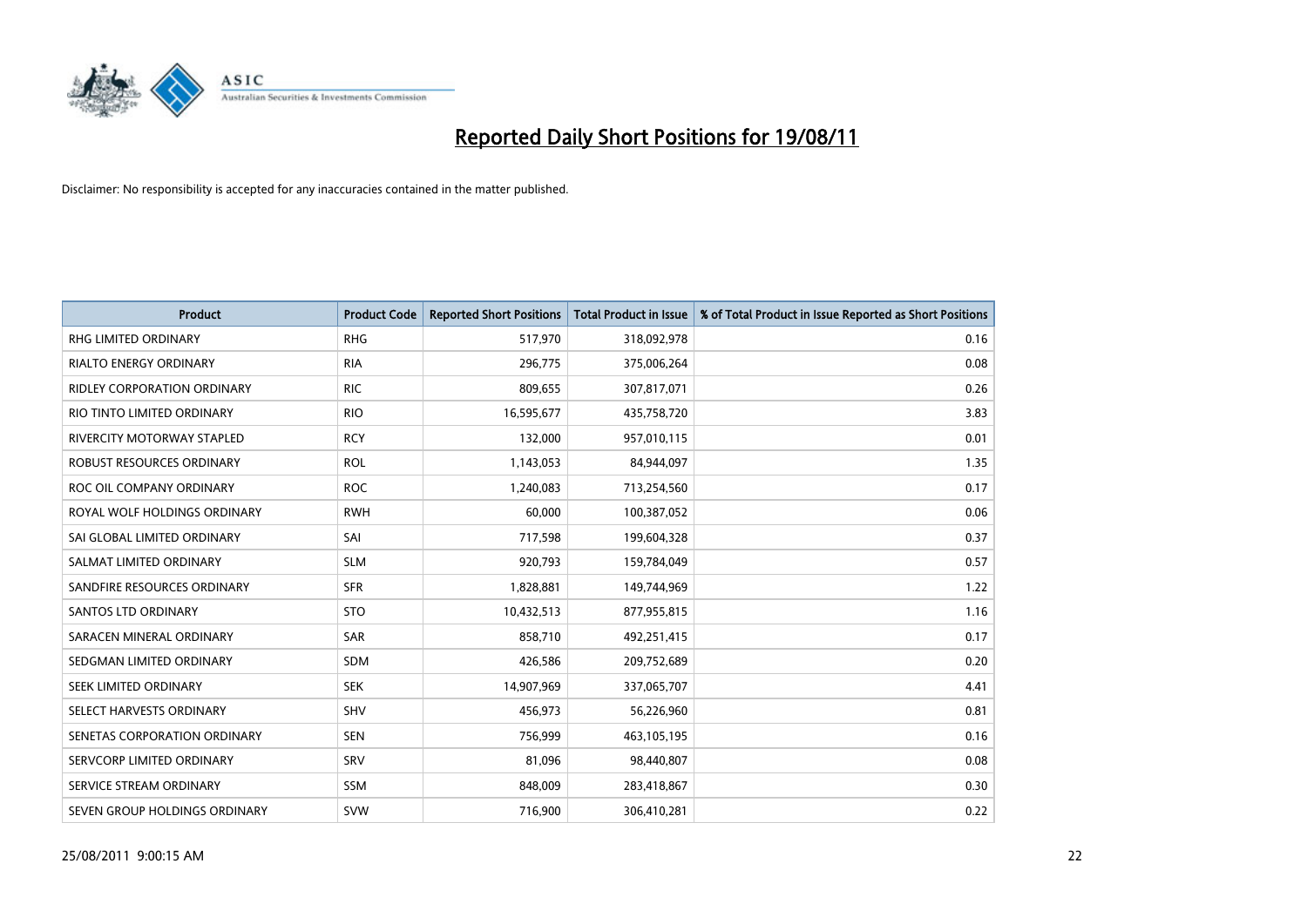# Reported Daily Short Positions for 19/08/11

Disclaimer: No responsibility is accepted for any inaccuracies contained in the matter published.

| Product | Product Code | Reported Short Positions | Total Product in Issue | % of Total Product in Issue Reported as Short Positions |
|---|---|---|---|---|
| RHG LIMITED ORDINARY | RHG | 517,970 | 318,092,978 | 0.16 |
| RIALTO ENERGY ORDINARY | RIA | 296,775 | 375,006,264 | 0.08 |
| RIDLEY CORPORATION ORDINARY | RIC | 809,655 | 307,817,071 | 0.26 |
| RIO TINTO LIMITED ORDINARY | RIO | 16,595,677 | 435,758,720 | 3.83 |
| RIVERCITY MOTORWAY STAPLED | RCY | 132,000 | 957,010,115 | 0.01 |
| ROBUST RESOURCES ORDINARY | ROL | 1,143,053 | 84,944,097 | 1.35 |
| ROC OIL COMPANY ORDINARY | ROC | 1,240,083 | 713,254,560 | 0.17 |
| ROYAL WOLF HOLDINGS ORDINARY | RWH | 60,000 | 100,387,052 | 0.06 |
| SAI GLOBAL LIMITED ORDINARY | SAI | 717,598 | 199,604,328 | 0.37 |
| SALMAT LIMITED ORDINARY | SLM | 920,793 | 159,784,049 | 0.57 |
| SANDFIRE RESOURCES ORDINARY | SFR | 1,828,881 | 149,744,969 | 1.22 |
| SANTOS LTD ORDINARY | STO | 10,432,513 | 877,955,815 | 1.16 |
| SARACEN MINERAL ORDINARY | SAR | 858,710 | 492,251,415 | 0.17 |
| SEDGMAN LIMITED ORDINARY | SDM | 426,586 | 209,752,689 | 0.20 |
| SEEK LIMITED ORDINARY | SEK | 14,907,969 | 337,065,707 | 4.41 |
| SELECT HARVESTS ORDINARY | SHV | 456,973 | 56,226,960 | 0.81 |
| SENETAS CORPORATION ORDINARY | SEN | 756,999 | 463,105,195 | 0.16 |
| SERVCORP LIMITED ORDINARY | SRV | 81,096 | 98,440,807 | 0.08 |
| SERVICE STREAM ORDINARY | SSM | 848,009 | 283,418,867 | 0.30 |
| SEVEN GROUP HOLDINGS ORDINARY | SVW | 716,900 | 306,410,281 | 0.22 |

25/08/2011 9:00:15 AM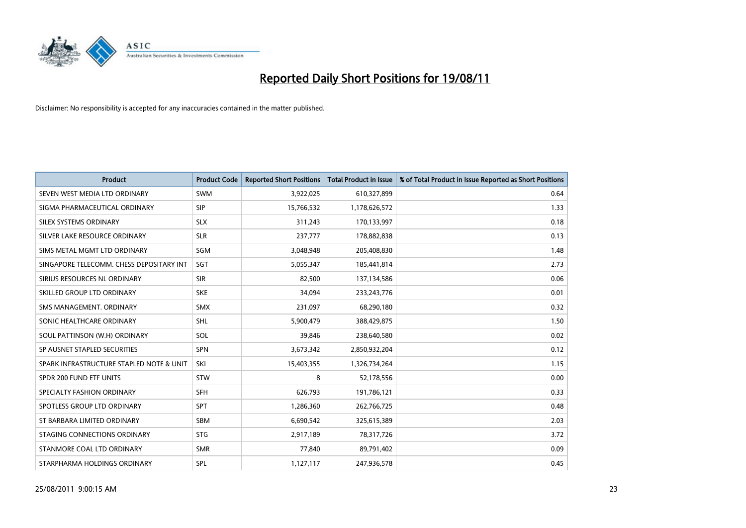# Reported Daily Short Positions for 19/08/11

Disclaimer: No responsibility is accepted for any inaccuracies contained in the matter published.

| Product | Product Code | Reported Short Positions | Total Product in Issue | % of Total Product in Issue Reported as Short Positions |
|---|---|---|---|---|
| SEVEN WEST MEDIA LTD ORDINARY | SWM | 3,922,025 | 610,327,899 | 0.64 |
| SIGMA PHARMACEUTICAL ORDINARY | SIP | 15,766,532 | 1,178,626,572 | 1.33 |
| SILEX SYSTEMS ORDINARY | SLX | 311,243 | 170,133,997 | 0.18 |
| SILVER LAKE RESOURCE ORDINARY | SLR | 237,777 | 178,882,838 | 0.13 |
| SIMS METAL MGMT LTD ORDINARY | SGM | 3,048,948 | 205,408,830 | 1.48 |
| SINGAPORE TELECOMM. CHESS DEPOSITARY INT | SGT | 5,055,347 | 185,441,814 | 2.73 |
| SIRIUS RESOURCES NL ORDINARY | SIR | 82,500 | 137,134,586 | 0.06 |
| SKILLED GROUP LTD ORDINARY | SKE | 34,094 | 233,243,776 | 0.01 |
| SMS MANAGEMENT. ORDINARY | SMX | 231,097 | 68,290,180 | 0.32 |
| SONIC HEALTHCARE ORDINARY | SHL | 5,900,479 | 388,429,875 | 1.50 |
| SOUL PATTINSON (W.H) ORDINARY | SOL | 39,846 | 238,640,580 | 0.02 |
| SP AUSNET STAPLED SECURITIES | SPN | 3,673,342 | 2,850,932,204 | 0.12 |
| SPARK INFRASTRUCTURE STAPLED NOTE & UNIT | SKI | 15,403,355 | 1,326,734,264 | 1.15 |
| SPDR 200 FUND ETF UNITS | STW | 8 | 52,178,556 | 0.00 |
| SPECIALTY FASHION ORDINARY | SFH | 626,793 | 191,786,121 | 0.33 |
| SPOTLESS GROUP LTD ORDINARY | SPT | 1,286,360 | 262,766,725 | 0.48 |
| ST BARBARA LIMITED ORDINARY | SBM | 6,690,542 | 325,615,389 | 2.03 |
| STAGING CONNECTIONS ORDINARY | STG | 2,917,189 | 78,317,726 | 3.72 |
| STANMORE COAL LTD ORDINARY | SMR | 77,840 | 89,791,402 | 0.09 |
| STARPHARMA HOLDINGS ORDINARY | SPL | 1,127,117 | 247,936,578 | 0.45 |

25/08/2011 9:00:15 AM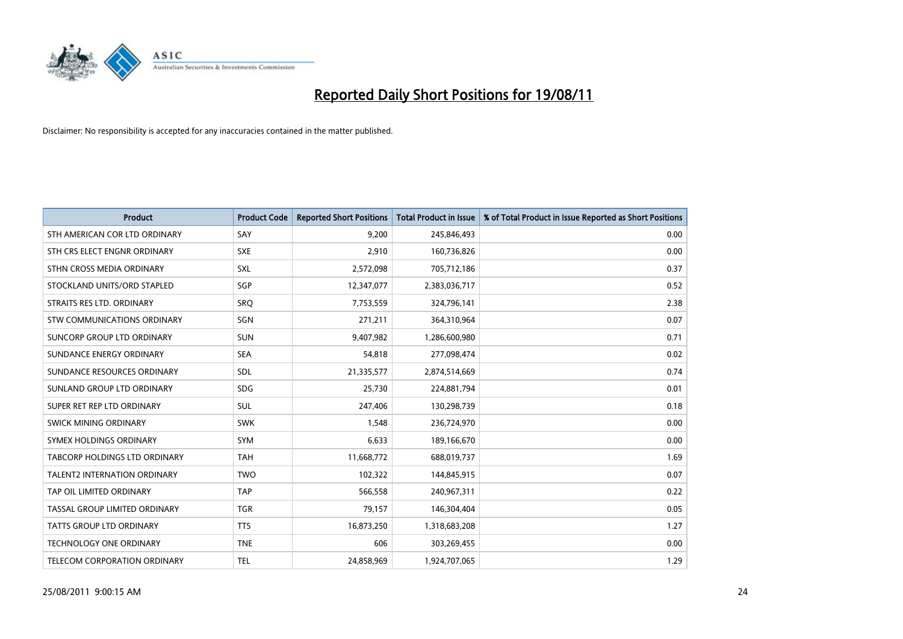# Reported Daily Short Positions for 19/08/11

Disclaimer: No responsibility is accepted for any inaccuracies contained in the matter published.

| Product | Product Code | Reported Short Positions | Total Product in Issue | % of Total Product in Issue Reported as Short Positions |
|---|---|---|---|---|
| STH AMERICAN COR LTD ORDINARY | SAY | 9,200 | 245,846,493 | 0.00 |
| STH CRS ELECT ENGNR ORDINARY | SXE | 2,910 | 160,736,826 | 0.00 |
| STHN CROSS MEDIA ORDINARY | SXL | 2,572,098 | 705,712,186 | 0.37 |
| STOCKLAND UNITS/ORD STAPLED | SGP | 12,347,077 | 2,383,036,717 | 0.52 |
| STRAITS RES LTD. ORDINARY | SRQ | 7,753,559 | 324,796,141 | 2.38 |
| STW COMMUNICATIONS ORDINARY | SGN | 271,211 | 364,310,964 | 0.07 |
| SUNCORP GROUP LTD ORDINARY | SUN | 9,407,982 | 1,286,600,980 | 0.71 |
| SUNDANCE ENERGY ORDINARY | SEA | 54,818 | 277,098,474 | 0.02 |
| SUNDANCE RESOURCES ORDINARY | SDL | 21,335,577 | 2,874,514,669 | 0.74 |
| SUNLAND GROUP LTD ORDINARY | SDG | 25,730 | 224,881,794 | 0.01 |
| SUPER RET REP LTD ORDINARY | SUL | 247,406 | 130,298,739 | 0.18 |
| SWICK MINING ORDINARY | SWK | 1,548 | 236,724,970 | 0.00 |
| SYMEX HOLDINGS ORDINARY | SYM | 6,633 | 189,166,670 | 0.00 |
| TABCORP HOLDINGS LTD ORDINARY | TAH | 11,668,772 | 688,019,737 | 1.69 |
| TALENT2 INTERNATION ORDINARY | TWO | 102,322 | 144,845,915 | 0.07 |
| TAP OIL LIMITED ORDINARY | TAP | 566,558 | 240,967,311 | 0.22 |
| TASSAL GROUP LIMITED ORDINARY | TGR | 79,157 | 146,304,404 | 0.05 |
| TATTS GROUP LTD ORDINARY | TTS | 16,873,250 | 1,318,683,208 | 1.27 |
| TECHNOLOGY ONE ORDINARY | TNE | 606 | 303,269,455 | 0.00 |
| TELECOM CORPORATION ORDINARY | TEL | 24,858,969 | 1,924,707,065 | 1.29 |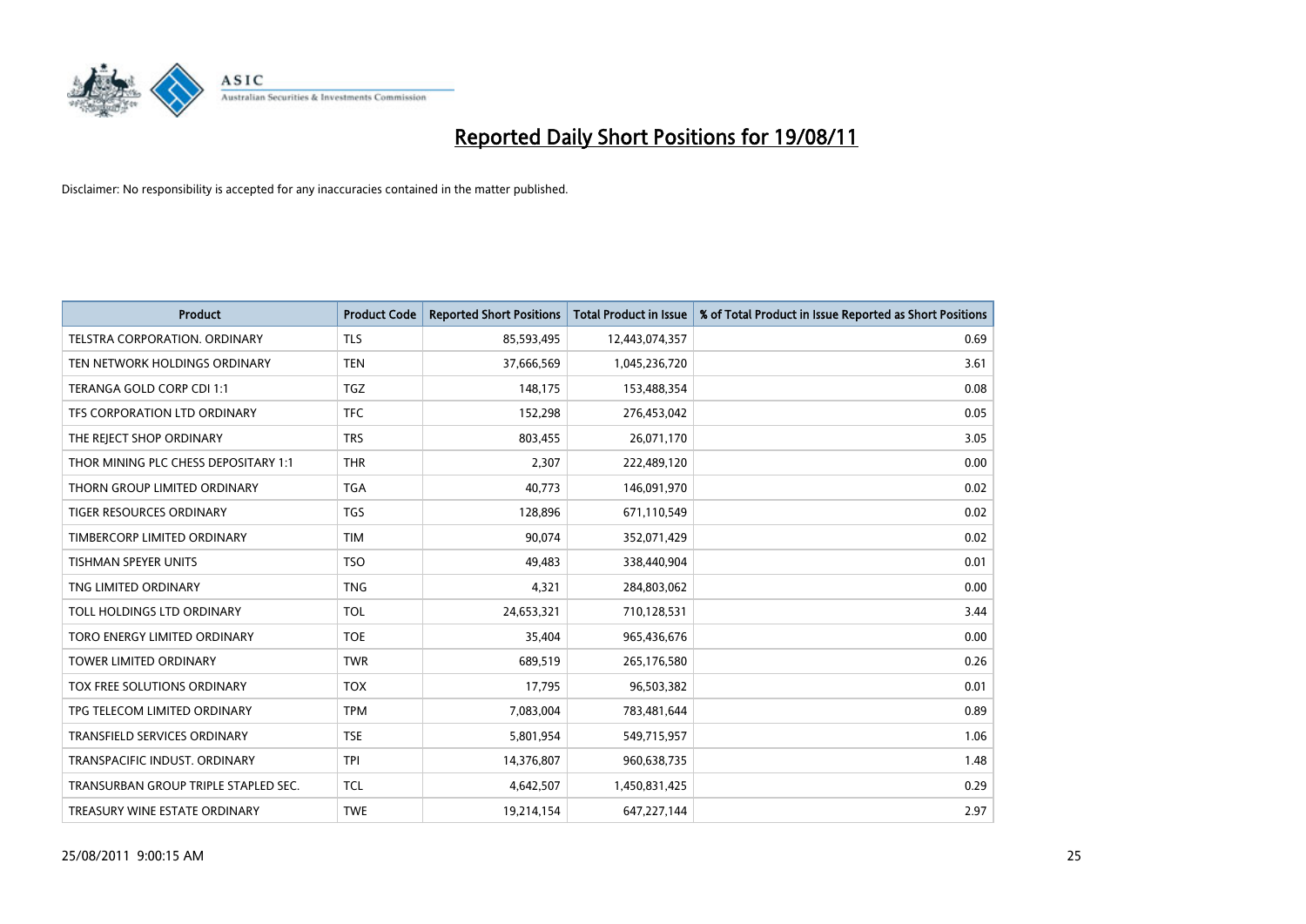# Reported Daily Short Positions for 19/08/11

Disclaimer: No responsibility is accepted for any inaccuracies contained in the matter published.

| Product | Product Code | Reported Short Positions | Total Product in Issue | % of Total Product in Issue Reported as Short Positions |
|---|---|---|---|---|
| TELSTRA CORPORATION. ORDINARY | TLS | 85,593,495 | 12,443,074,357 | 0.69 |
| TEN NETWORK HOLDINGS ORDINARY | TEN | 37,666,569 | 1,045,236,720 | 3.61 |
| TERANGA GOLD CORP CDI 1:1 | TGZ | 148,175 | 153,488,354 | 0.08 |
| TFS CORPORATION LTD ORDINARY | TFC | 152,298 | 276,453,042 | 0.05 |
| THE REJECT SHOP ORDINARY | TRS | 803,455 | 26,071,170 | 3.05 |
| THOR MINING PLC CHESS DEPOSITARY 1:1 | THR | 2,307 | 222,489,120 | 0.00 |
| THORN GROUP LIMITED ORDINARY | TGA | 40,773 | 146,091,970 | 0.02 |
| TIGER RESOURCES ORDINARY | TGS | 128,896 | 671,110,549 | 0.02 |
| TIMBERCORP LIMITED ORDINARY | TIM | 90,074 | 352,071,429 | 0.02 |
| TISHMAN SPEYER UNITS | TSO | 49,483 | 338,440,904 | 0.01 |
| TNG LIMITED ORDINARY | TNG | 4,321 | 284,803,062 | 0.00 |
| TOLL HOLDINGS LTD ORDINARY | TOL | 24,653,321 | 710,128,531 | 3.44 |
| TORO ENERGY LIMITED ORDINARY | TOE | 35,404 | 965,436,676 | 0.00 |
| TOWER LIMITED ORDINARY | TWR | 689,519 | 265,176,580 | 0.26 |
| TOX FREE SOLUTIONS ORDINARY | TOX | 17,795 | 96,503,382 | 0.01 |
| TPG TELECOM LIMITED ORDINARY | TPM | 7,083,004 | 783,481,644 | 0.89 |
| TRANSFIELD SERVICES ORDINARY | TSE | 5,801,954 | 549,715,957 | 1.06 |
| TRANSPACIFIC INDUST. ORDINARY | TPI | 14,376,807 | 960,638,735 | 1.48 |
| TRANSURBAN GROUP TRIPLE STAPLED SEC. | TCL | 4,642,507 | 1,450,831,425 | 0.29 |
| TREASURY WINE ESTATE ORDINARY | TWE | 19,214,154 | 647,227,144 | 2.97 |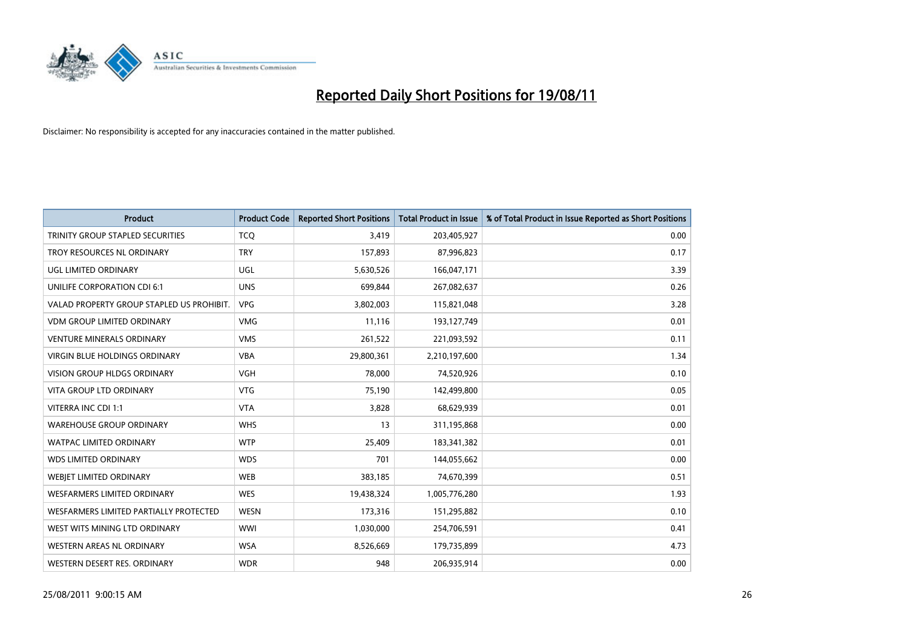# Reported Daily Short Positions for 19/08/11

Disclaimer: No responsibility is accepted for any inaccuracies contained in the matter published.

| Product | Product Code | Reported Short Positions | Total Product in Issue | % of Total Product in Issue Reported as Short Positions |
|---|---|---|---|---|
| TRINITY GROUP STAPLED SECURITIES | TCQ | 3,419 | 203,405,927 | 0.00 |
| TROY RESOURCES NL ORDINARY | TRY | 157,893 | 87,996,823 | 0.17 |
| UGL LIMITED ORDINARY | UGL | 5,630,526 | 166,047,171 | 3.39 |
| UNILIFE CORPORATION CDI 6:1 | UNS | 699,844 | 267,082,637 | 0.26 |
| VALAD PROPERTY GROUP STAPLED US PROHIBIT. | VPG | 3,802,003 | 115,821,048 | 3.28 |
| VDM GROUP LIMITED ORDINARY | VMG | 11,116 | 193,127,749 | 0.01 |
| VENTURE MINERALS ORDINARY | VMS | 261,522 | 221,093,592 | 0.11 |
| VIRGIN BLUE HOLDINGS ORDINARY | VBA | 29,800,361 | 2,210,197,600 | 1.34 |
| VISION GROUP HLDGS ORDINARY | VGH | 78,000 | 74,520,926 | 0.10 |
| VITA GROUP LTD ORDINARY | VTG | 75,190 | 142,499,800 | 0.05 |
| VITERRA INC CDI 1:1 | VTA | 3,828 | 68,629,939 | 0.01 |
| WAREHOUSE GROUP ORDINARY | WHS | 13 | 311,195,868 | 0.00 |
| WATPAC LIMITED ORDINARY | WTP | 25,409 | 183,341,382 | 0.01 |
| WDS LIMITED ORDINARY | WDS | 701 | 144,055,662 | 0.00 |
| WEBJET LIMITED ORDINARY | WEB | 383,185 | 74,670,399 | 0.51 |
| WESFARMERS LIMITED ORDINARY | WES | 19,438,324 | 1,005,776,280 | 1.93 |
| WESFARMERS LIMITED PARTIALLY PROTECTED | WESN | 173,316 | 151,295,882 | 0.10 |
| WEST WITS MINING LTD ORDINARY | WWI | 1,030,000 | 254,706,591 | 0.41 |
| WESTERN AREAS NL ORDINARY | WSA | 8,526,669 | 179,735,899 | 4.73 |
| WESTERN DESERT RES. ORDINARY | WDR | 948 | 206,935,914 | 0.00 |

25/08/2011 9:00:15 AM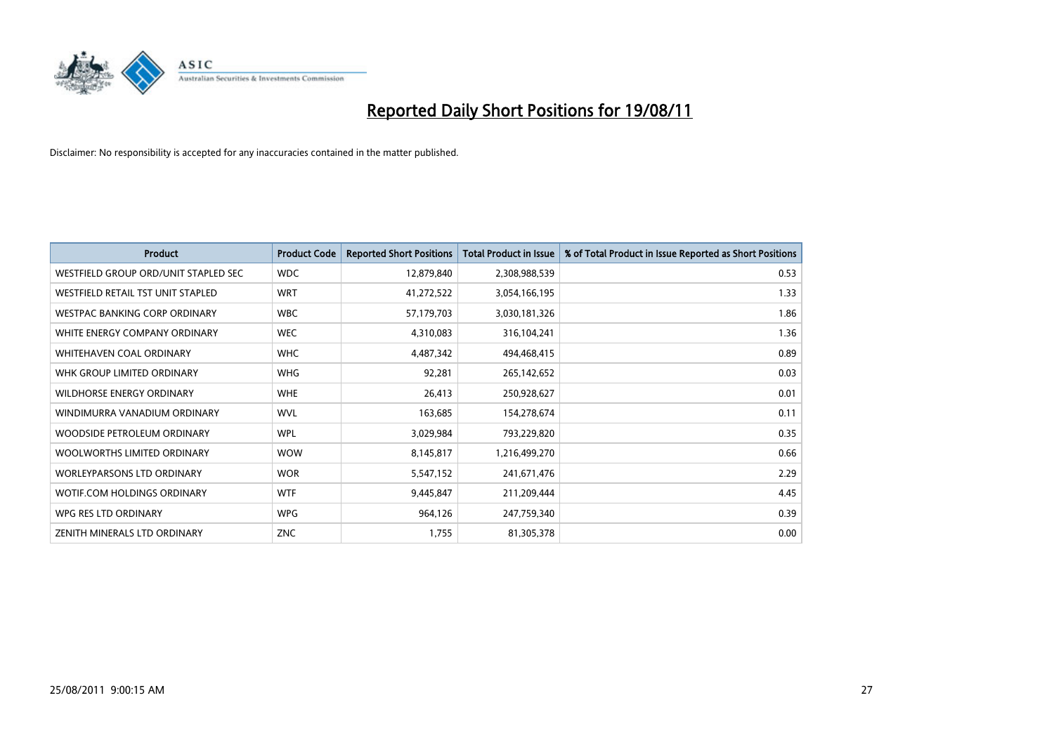# Reported Daily Short Positions for 19/08/11

Disclaimer: No responsibility is accepted for any inaccuracies contained in the matter published.

| Product | Product Code | Reported Short Positions | Total Product in Issue | % of Total Product in Issue Reported as Short Positions |
| --- | --- | --- | --- | --- |
| WESTFIELD GROUP ORD/UNIT STAPLED SEC | WDC | 12,879,840 | 2,308,988,539 | 0.53 |
| WESTFIELD RETAIL TST UNIT STAPLED | WRT | 41,272,522 | 3,054,166,195 | 1.33 |
| WESTPAC BANKING CORP ORDINARY | WBC | 57,179,703 | 3,030,181,326 | 1.86 |
| WHITE ENERGY COMPANY ORDINARY | WEC | 4,310,083 | 316,104,241 | 1.36 |
| WHITEHAVEN COAL ORDINARY | WHC | 4,487,342 | 494,468,415 | 0.89 |
| WHK GROUP LIMITED ORDINARY | WHG | 92,281 | 265,142,652 | 0.03 |
| WILDHORSE ENERGY ORDINARY | WHE | 26,413 | 250,928,627 | 0.01 |
| WINDIMURRA VANADIUM ORDINARY | WVL | 163,685 | 154,278,674 | 0.11 |
| WOODSIDE PETROLEUM ORDINARY | WPL | 3,029,984 | 793,229,820 | 0.35 |
| WOOLWORTHS LIMITED ORDINARY | WOW | 8,145,817 | 1,216,499,270 | 0.66 |
| WORLEYPARSONS LTD ORDINARY | WOR | 5,547,152 | 241,671,476 | 2.29 |
| WOTIF.COM HOLDINGS ORDINARY | WTF | 9,445,847 | 211,209,444 | 4.45 |
| WPG RES LTD ORDINARY | WPG | 964,126 | 247,759,340 | 0.39 |
| ZENITH MINERALS LTD ORDINARY | ZNC | 1,755 | 81,305,378 | 0.00 |